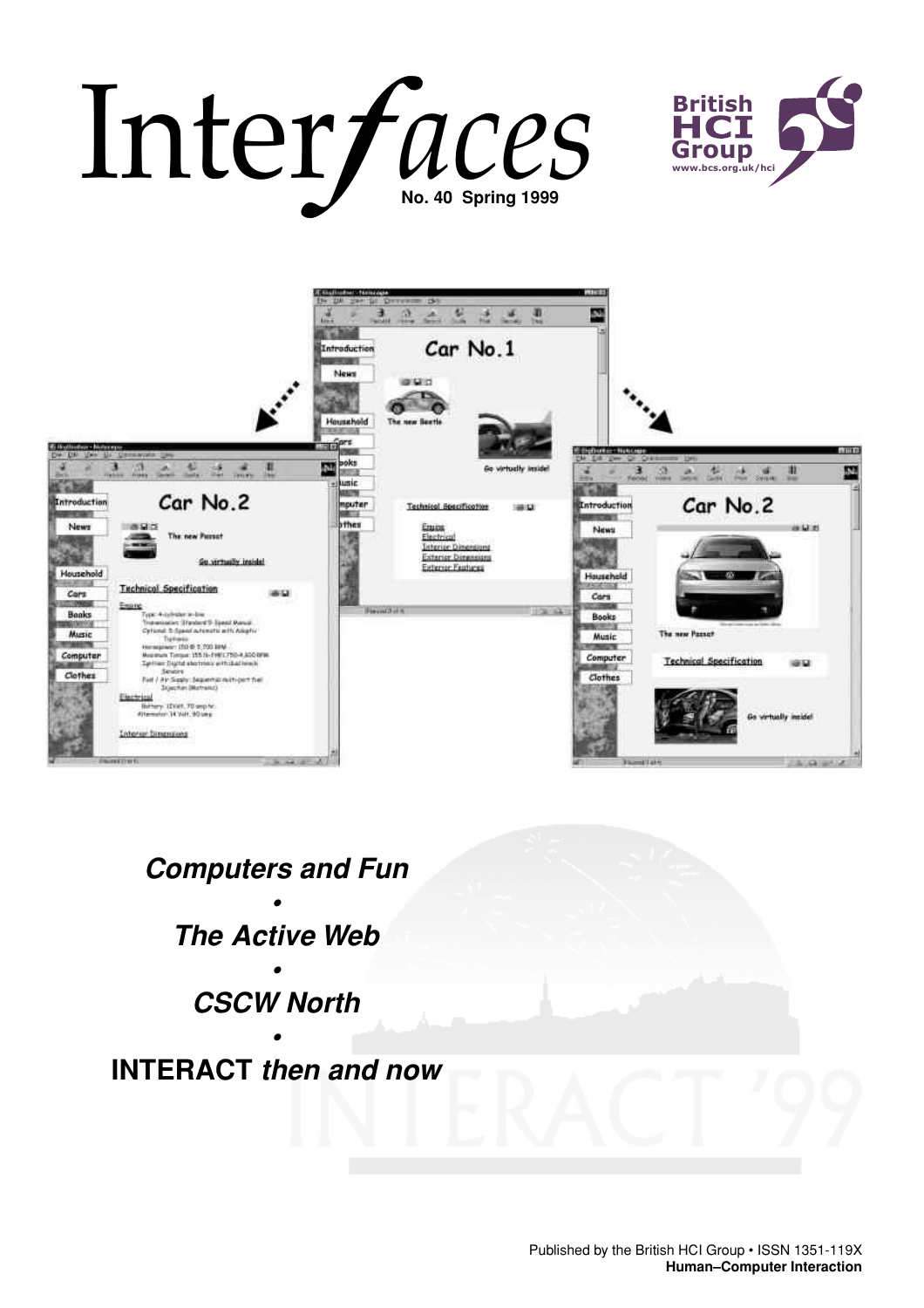# Interfaces

**No. 40 Spring 1999**

British HCI Group
www.bcs.org.uk/hci

***Computers and Fun***

•

***The Active Web***

•

***CSCW North***

•

**INTERACT** ***then and now***

Published by the British HCI Group • ISSN 1351-119X
**Human–Computer Interaction**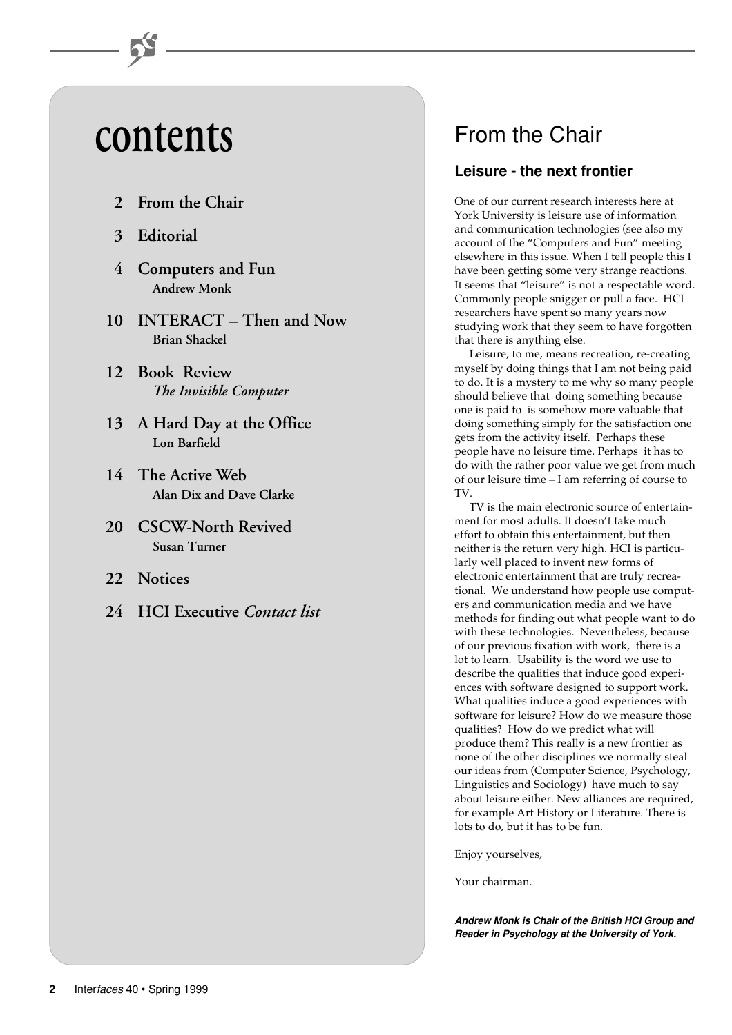# contents

- **2 From the Chair**
- **3 Editorial**
- **4 Computers and Fun**
  **Andrew Monk**
- **10 INTERACT – Then and Now**
  **Brian Shackel**
- **12 Book Review**
  ***The Invisible Computer***
- **13 A Hard Day at the Office**
  **Lon Barfield**
- **14 The Active Web**
  **Alan Dix and Dave Clarke**
- **20 CSCW-North Revived**
  **Susan Turner**
- **22 Notices**
- **24 HCI Executive *Contact list***

# From the Chair

## Leisure - the next frontier

One of our current research interests here at York University is leisure use of information and communication technologies (see also my account of the "Computers and Fun" meeting elsewhere in this issue. When I tell people this I have been getting some very strange reactions. It seems that "leisure" is not a respectable word. Commonly people snigger or pull a face. HCI researchers have spent so many years now studying work that they seem to have forgotten that there is anything else.

Leisure, to me, means recreation, re-creating myself by doing things that I am not being paid to do. It is a mystery to me why so many people should believe that doing something because one is paid to is somehow more valuable that doing something simply for the satisfaction one gets from the activity itself. Perhaps these people have no leisure time. Perhaps it has to do with the rather poor value we get from much of our leisure time – I am referring of course to TV.

TV is the main electronic source of entertainment for most adults. It doesn't take much effort to obtain this entertainment, but then neither is the return very high. HCI is particularly well placed to invent new forms of electronic entertainment that are truly recreational. We understand how people use computers and communication media and we have methods for finding out what people want to do with these technologies. Nevertheless, because of our previous fixation with work, there is a lot to learn. Usability is the word we use to describe the qualities that induce good experiences with software designed to support work. What qualities induce a good experiences with software for leisure? How do we measure those qualities? How do we predict what will produce them? This really is a new frontier as none of the other disciplines we normally steal our ideas from (Computer Science, Psychology, Linguistics and Sociology) have much to say about leisure either. New alliances are required, for example Art History or Literature. There is lots to do, but it has to be fun.

Enjoy yourselves,

Your chairman.

***Andrew Monk is Chair of the British HCI Group and Reader in Psychology at the University of York.***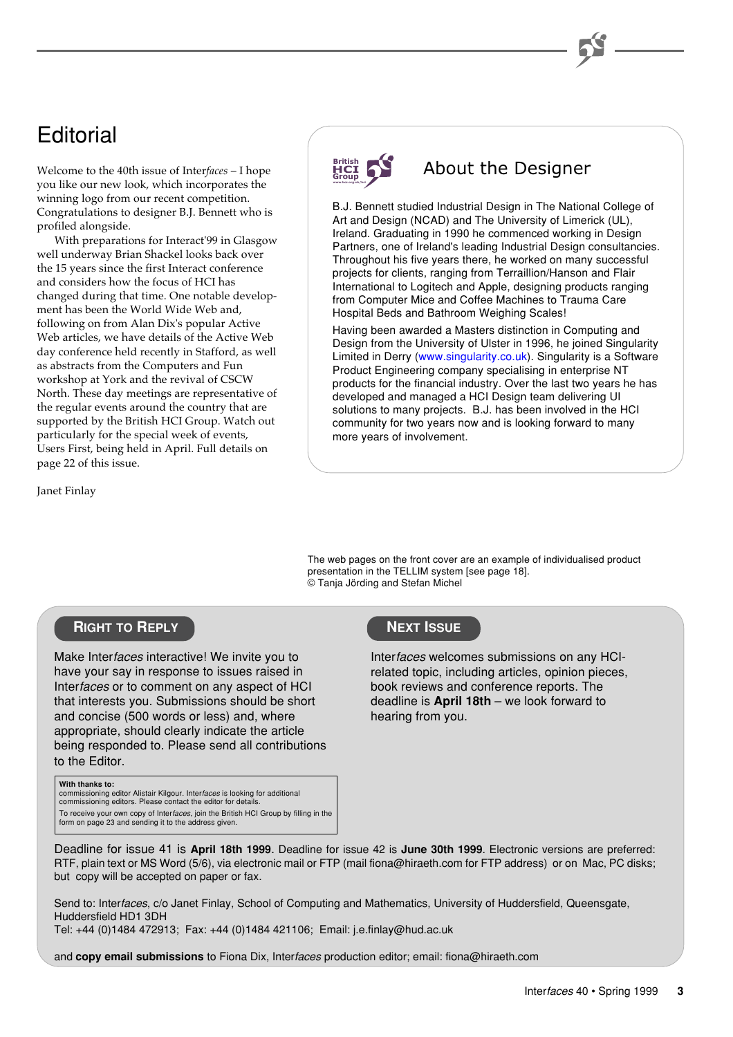# Editorial

Welcome to the 40th issue of Inter*faces* – I hope you like our new look, which incorporates the winning logo from our recent competition. Congratulations to designer B.J. Bennett who is profiled alongside.

With preparations for Interact'99 in Glasgow well underway Brian Shackel looks back over the 15 years since the first Interact conference and considers how the focus of HCI has changed during that time. One notable development has been the World Wide Web and, following on from Alan Dix's popular Active Web articles, we have details of the Active Web day conference held recently in Stafford, as well as abstracts from the Computers and Fun workshop at York and the revival of CSCW North. These day meetings are representative of the regular events around the country that are supported by the British HCI Group. Watch out particularly for the special week of events, Users First, being held in April. Full details on page 22 of this issue.

Janet Finlay

## About the Designer

B.J. Bennett studied Industrial Design in The National College of Art and Design (NCAD) and The University of Limerick (UL), Ireland. Graduating in 1990 he commenced working in Design Partners, one of Ireland's leading Industrial Design consultancies. Throughout his five years there, he worked on many successful projects for clients, ranging from Terraillion/Hanson and Flair International to Logitech and Apple, designing products ranging from Computer Mice and Coffee Machines to Trauma Care Hospital Beds and Bathroom Weighing Scales!

Having been awarded a Masters distinction in Computing and Design from the University of Ulster in 1996, he joined Singularity Limited in Derry (www.singularity.co.uk). Singularity is a Software Product Engineering company specialising in enterprise NT products for the financial industry. Over the last two years he has developed and managed a HCI Design team delivering UI solutions to many projects. B.J. has been involved in the HCI community for two years now and is looking forward to many more years of involvement.

The web pages on the front cover are an example of individualised product presentation in the TELLIM system [see page 18].
© Tanja Jörding and Stefan Michel

## Right to Reply

Make Inter*faces* interactive! We invite you to have your say in response to issues raised in Inter*faces* or to comment on any aspect of HCI that interests you. Submissions should be short and concise (500 words or less) and, where appropriate, should clearly indicate the article being responded to. Please send all contributions to the Editor.

**With thanks to:**
commissioning editor Alistair Kilgour. Inter*faces* is looking for additional commissioning editors. Please contact the editor for details.

To receive your own copy of Inter*faces*, join the British HCI Group by filling in the form on page 23 and sending it to the address given.

## Next Issue

Inter*faces* welcomes submissions on any HCI-related topic, including articles, opinion pieces, book reviews and conference reports. The deadline is **April 18th** – we look forward to hearing from you.

Deadline for issue 41 is **April 18th 1999**. Deadline for issue 42 is **June 30th 1999**. Electronic versions are preferred: RTF, plain text or MS Word (5/6), via electronic mail or FTP (mail fiona@hiraeth.com for FTP address) or on Mac, PC disks; but copy will be accepted on paper or fax.

Send to: Inter*faces*, c/o Janet Finlay, School of Computing and Mathematics, University of Huddersfield, Queensgate, Huddersfield HD1 3DH
Tel: +44 (0)1484 472913; Fax: +44 (0)1484 421106; Email: j.e.finlay@hud.ac.uk

and **copy email submissions** to Fiona Dix, Inter*faces* production editor; email: fiona@hiraeth.com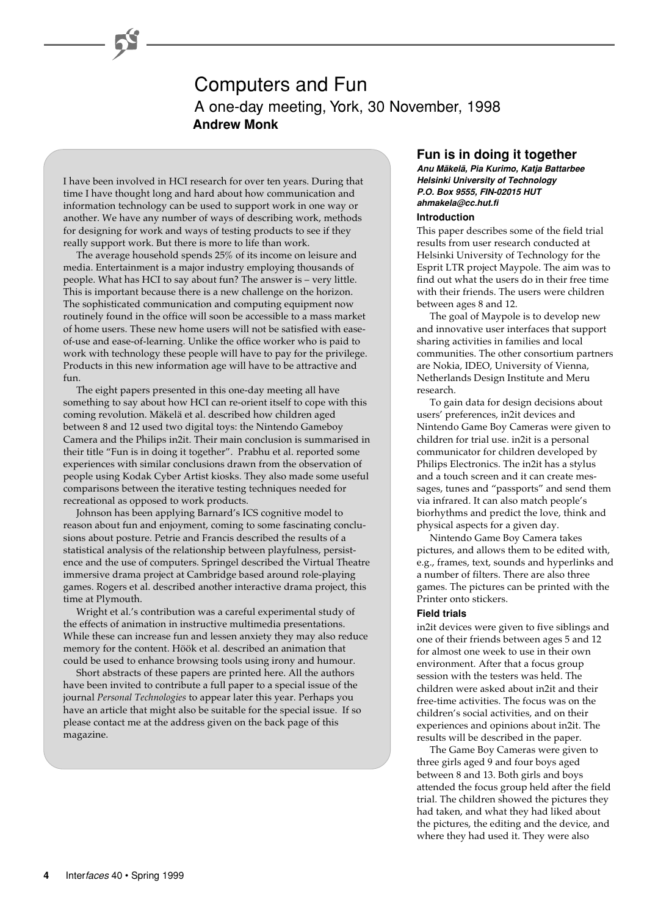# Computers and Fun

## A one-day meeting, York, 30 November, 1998

**Andrew Monk**

I have been involved in HCI research for over ten years. During that time I have thought long and hard about how communication and information technology can be used to support work in one way or another. We have any number of ways of describing work, methods for designing for work and ways of testing products to see if they really support work. But there is more to life than work.

The average household spends 25% of its income on leisure and media. Entertainment is a major industry employing thousands of people. What has HCI to say about fun? The answer is – very little. This is important because there is a new challenge on the horizon. The sophisticated communication and computing equipment now routinely found in the office will soon be accessible to a mass market of home users. These new home users will not be satisfied with ease-of-use and ease-of-learning. Unlike the office worker who is paid to work with technology these people will have to pay for the privilege. Products in this new information age will have to be attractive and fun.

The eight papers presented in this one-day meeting all have something to say about how HCI can re-orient itself to cope with this coming revolution. Mäkelä et al. described how children aged between 8 and 12 used two digital toys: the Nintendo Gameboy Camera and the Philips in2it. Their main conclusion is summarised in their title "Fun is in doing it together". Prabhu et al. reported some experiences with similar conclusions drawn from the observation of people using Kodak Cyber Artist kiosks. They also made some useful comparisons between the iterative testing techniques needed for recreational as opposed to work products.

Johnson has been applying Barnard's ICS cognitive model to reason about fun and enjoyment, coming to some fascinating conclusions about posture. Petrie and Francis described the results of a statistical analysis of the relationship between playfulness, persistence and the use of computers. Springel described the Virtual Theatre immersive drama project at Cambridge based around role-playing games. Rogers et al. described another interactive drama project, this time at Plymouth.

Wright et al.'s contribution was a careful experimental study of the effects of animation in instructive multimedia presentations. While these can increase fun and lessen anxiety they may also reduce memory for the content. Höök et al. described an animation that could be used to enhance browsing tools using irony and humour.

Short abstracts of these papers are printed here. All the authors have been invited to contribute a full paper to a special issue of the journal *Personal Technologies* to appear later this year. Perhaps you have an article that might also be suitable for the special issue. If so please contact me at the address given on the back page of this magazine.

## Fun is in doing it together

***Anu Mäkelä, Pia Kurimo, Katja Battarbee***
***Helsinki University of Technology***
***P.O. Box 9555, FIN-02015 HUT***
***ahmakela@cc.hut.fi***

### Introduction

This paper describes some of the field trial results from user research conducted at Helsinki University of Technology for the Esprit LTR project Maypole. The aim was to find out what the users do in their free time with their friends. The users were children between ages 8 and 12.

The goal of Maypole is to develop new and innovative user interfaces that support sharing activities in families and local communities. The other consortium partners are Nokia, IDEO, University of Vienna, Netherlands Design Institute and Meru research.

To gain data for design decisions about users' preferences, in2it devices and Nintendo Game Boy Cameras were given to children for trial use. in2it is a personal communicator for children developed by Philips Electronics. The in2it has a stylus and a touch screen and it can create messages, tunes and "passports" and send them via infrared. It can also match people's biorhythms and predict the love, think and physical aspects for a given day.

Nintendo Game Boy Camera takes pictures, and allows them to be edited with, e.g., frames, text, sounds and hyperlinks and a number of filters. There are also three games. The pictures can be printed with the Printer onto stickers.

### Field trials

in2it devices were given to five siblings and one of their friends between ages 5 and 12 for almost one week to use in their own environment. After that a focus group session with the testers was held. The children were asked about in2it and their free-time activities. The focus was on the children's social activities, and on their experiences and opinions about in2it. The results will be described in the paper.

The Game Boy Cameras were given to three girls aged 9 and four boys aged between 8 and 13. Both girls and boys attended the focus group held after the field trial. The children showed the pictures they had taken, and what they had liked about the pictures, the editing and the device, and where they had used it. They were also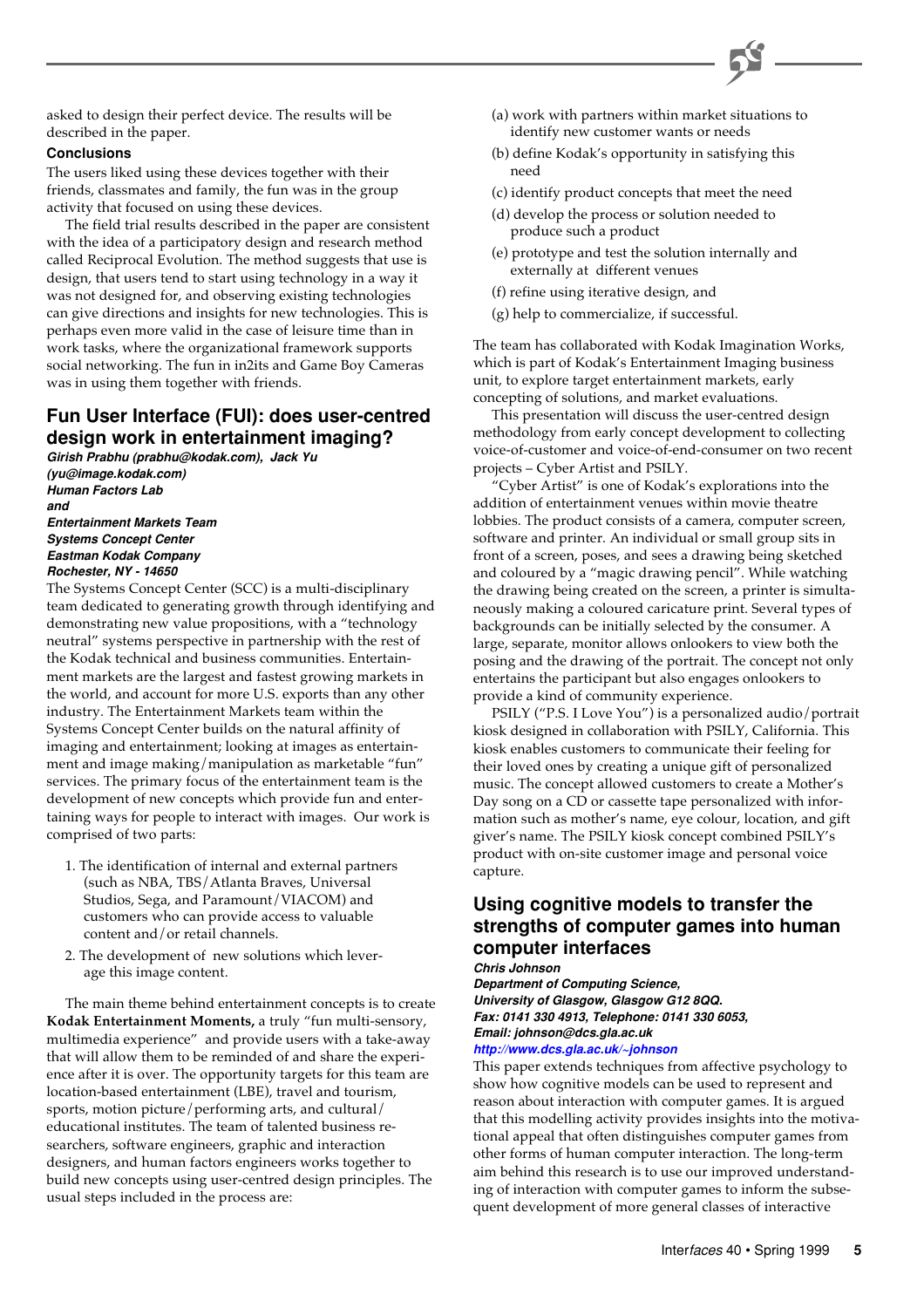asked to design their perfect device. The results will be described in the paper.

**Conclusions**

The users liked using these devices together with their friends, classmates and family, the fun was in the group activity that focused on using these devices.

The field trial results described in the paper are consistent with the idea of a participatory design and research method called Reciprocal Evolution. The method suggests that use is design, that users tend to start using technology in a way it was not designed for, and observing existing technologies can give directions and insights for new technologies. This is perhaps even more valid in the case of leisure time than in work tasks, where the organizational framework supports social networking. The fun in in2its and Game Boy Cameras was in using them together with friends.

## Fun User Interface (FUI): does user-centred design work in entertainment imaging?

***Girish Prabhu (prabhu@kodak.com), Jack Yu (yu@image.kodak.com)***
***Human Factors Lab***
***and***
***Entertainment Markets Team***
***Systems Concept Center***
***Eastman Kodak Company***
***Rochester, NY - 14650***

The Systems Concept Center (SCC) is a multi-disciplinary team dedicated to generating growth through identifying and demonstrating new value propositions, with a "technology neutral" systems perspective in partnership with the rest of the Kodak technical and business communities. Entertainment markets are the largest and fastest growing markets in the world, and account for more U.S. exports than any other industry. The Entertainment Markets team within the Systems Concept Center builds on the natural affinity of imaging and entertainment; looking at images as entertainment and image making/manipulation as marketable "fun" services. The primary focus of the entertainment team is the development of new concepts which provide fun and entertaining ways for people to interact with images. Our work is comprised of two parts:

1. The identification of internal and external partners (such as NBA, TBS/Atlanta Braves, Universal Studios, Sega, and Paramount/VIACOM) and customers who can provide access to valuable content and/or retail channels.
2. The development of new solutions which leverage this image content.

The main theme behind entertainment concepts is to create **Kodak Entertainment Moments,** a truly "fun multi-sensory, multimedia experience" and provide users with a take-away that will allow them to be reminded of and share the experience after it is over. The opportunity targets for this team are location-based entertainment (LBE), travel and tourism, sports, motion picture/performing arts, and cultural/educational institutes. The team of talented business researchers, software engineers, graphic and interaction designers, and human factors engineers works together to build new concepts using user-centred design principles. The usual steps included in the process are:

(a) work with partners within market situations to identify new customer wants or needs

(b) define Kodak's opportunity in satisfying this need

(c) identify product concepts that meet the need

(d) develop the process or solution needed to produce such a product

(e) prototype and test the solution internally and externally at different venues

(f) refine using iterative design, and

(g) help to commercialize, if successful.

The team has collaborated with Kodak Imagination Works, which is part of Kodak's Entertainment Imaging business unit, to explore target entertainment markets, early concepting of solutions, and market evaluations.

This presentation will discuss the user-centred design methodology from early concept development to collecting voice-of-customer and voice-of-end-consumer on two recent projects – Cyber Artist and PSILY.

"Cyber Artist" is one of Kodak's explorations into the addition of entertainment venues within movie theatre lobbies. The product consists of a camera, computer screen, software and printer. An individual or small group sits in front of a screen, poses, and sees a drawing being sketched and coloured by a "magic drawing pencil". While watching the drawing being created on the screen, a printer is simultaneously making a coloured caricature print. Several types of backgrounds can be initially selected by the consumer. A large, separate, monitor allows onlookers to view both the posing and the drawing of the portrait. The concept not only entertains the participant but also engages onlookers to provide a kind of community experience.

PSILY ("P.S. I Love You") is a personalized audio/portrait kiosk designed in collaboration with PSILY, California. This kiosk enables customers to communicate their feeling for their loved ones by creating a unique gift of personalized music. The concept allowed customers to create a Mother's Day song on a CD or cassette tape personalized with information such as mother's name, eye colour, location, and gift giver's name. The PSILY kiosk concept combined PSILY's product with on-site customer image and personal voice capture.

## Using cognitive models to transfer the strengths of computer games into human computer interfaces

***Chris Johnson***
***Department of Computing Science,***
***University of Glasgow, Glasgow G12 8QQ.***
***Fax: 0141 330 4913, Telephone: 0141 330 6053,***
***Email: johnson@dcs.gla.ac.uk***
***http://www.dcs.gla.ac.uk/~johnson***

This paper extends techniques from affective psychology to show how cognitive models can be used to represent and reason about interaction with computer games. It is argued that this modelling activity provides insights into the motivational appeal that often distinguishes computer games from other forms of human computer interaction. The long-term aim behind this research is to use our improved understanding of interaction with computer games to inform the subsequent development of more general classes of interactive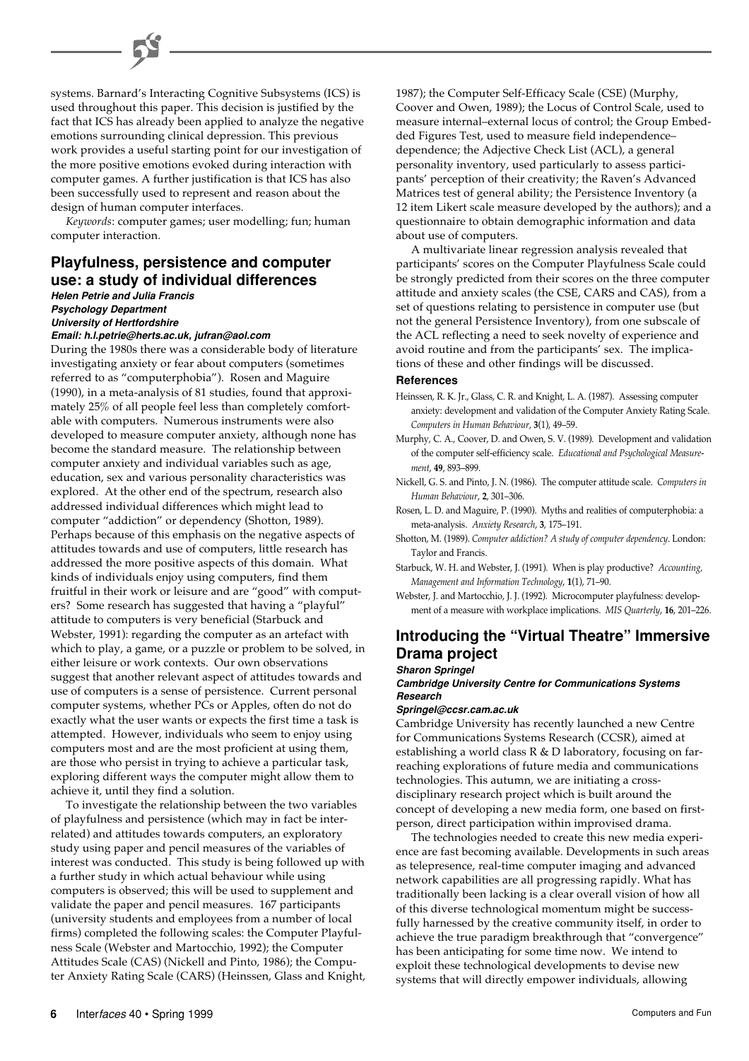systems. Barnard's Interacting Cognitive Subsystems (ICS) is used throughout this paper. This decision is justified by the fact that ICS has already been applied to analyze the negative emotions surrounding clinical depression. This previous work provides a useful starting point for our investigation of the more positive emotions evoked during interaction with computer games. A further justification is that ICS has also been successfully used to represent and reason about the design of human computer interfaces.

*Keywords*: computer games; user modelling; fun; human computer interaction.

## Playfulness, persistence and computer use: a study of individual differences

***Helen Petrie and Julia Francis***
***Psychology Department***
***University of Hertfordshire***
***Email: h.l.petrie@herts.ac.uk, jufran@aol.com***

During the 1980s there was a considerable body of literature investigating anxiety or fear about computers (sometimes referred to as "computerphobia"). Rosen and Maguire (1990), in a meta-analysis of 81 studies, found that approximately 25% of all people feel less than completely comfortable with computers. Numerous instruments were also developed to measure computer anxiety, although none has become the standard measure. The relationship between computer anxiety and individual variables such as age, education, sex and various personality characteristics was explored. At the other end of the spectrum, research also addressed individual differences which might lead to computer "addiction" or dependency (Shotton, 1989). Perhaps because of this emphasis on the negative aspects of attitudes towards and use of computers, little research has addressed the more positive aspects of this domain. What kinds of individuals enjoy using computers, find them fruitful in their work or leisure and are "good" with computers? Some research has suggested that having a "playful" attitude to computers is very beneficial (Starbuck and Webster, 1991): regarding the computer as an artefact with which to play, a game, or a puzzle or problem to be solved, in either leisure or work contexts. Our own observations suggest that another relevant aspect of attitudes towards and use of computers is a sense of persistence. Current personal computer systems, whether PCs or Apples, often do not do exactly what the user wants or expects the first time a task is attempted. However, individuals who seem to enjoy using computers most and are the most proficient at using them, are those who persist in trying to achieve a particular task, exploring different ways the computer might allow them to achieve it, until they find a solution.

To investigate the relationship between the two variables of playfulness and persistence (which may in fact be interrelated) and attitudes towards computers, an exploratory study using paper and pencil measures of the variables of interest was conducted. This study is being followed up with a further study in which actual behaviour while using computers is observed; this will be used to supplement and validate the paper and pencil measures. 167 participants (university students and employees from a number of local firms) completed the following scales: the Computer Playfulness Scale (Webster and Martocchio, 1992); the Computer Attitudes Scale (CAS) (Nickell and Pinto, 1986); the Computer Anxiety Rating Scale (CARS) (Heinssen, Glass and Knight, 1987); the Computer Self-Efficacy Scale (CSE) (Murphy, Coover and Owen, 1989); the Locus of Control Scale, used to measure internal–external locus of control; the Group Embedded Figures Test, used to measure field independence–dependence; the Adjective Check List (ACL), a general personality inventory, used particularly to assess participants' perception of their creativity; the Raven's Advanced Matrices test of general ability; the Persistence Inventory (a 12 item Likert scale measure developed by the authors); and a questionnaire to obtain demographic information and data about use of computers.

A multivariate linear regression analysis revealed that participants' scores on the Computer Playfulness Scale could be strongly predicted from their scores on the three computer attitude and anxiety scales (the CSE, CARS and CAS), from a set of questions relating to persistence in computer use (but not the general Persistence Inventory), from one subscale of the ACL reflecting a need to seek novelty of experience and avoid routine and from the participants' sex. The implications of these and other findings will be discussed.

### References

Heinssen, R. K. Jr., Glass, C. R. and Knight, L. A. (1987). Assessing computer anxiety: development and validation of the Computer Anxiety Rating Scale. *Computers in Human Behaviour*, **3**(1), 49–59.

Murphy, C. A., Coover, D. and Owen, S. V. (1989). Development and validation of the computer self-efficiency scale. *Educational and Psychological Measurement*, **49**, 893–899.

Nickell, G. S. and Pinto, J. N. (1986). The computer attitude scale. *Computers in Human Behaviour*, **2**, 301–306.

Rosen, L. D. and Maguire, P. (1990). Myths and realities of computerphobia: a meta-analysis. *Anxiety Research*, **3**, 175–191.

Shotton, M. (1989). *Computer addiction? A study of computer dependency*. London: Taylor and Francis.

Starbuck, W. H. and Webster, J. (1991). When is play productive? *Accounting, Management and Information Technology*, **1**(1), 71–90.

Webster, J. and Martocchio, J. J. (1992). Microcomputer playfulness: development of a measure with workplace implications. *MIS Quarterly*, **16**, 201–226.

## Introducing the "Virtual Theatre" Immersive Drama project

***Sharon Springel***
***Cambridge University Centre for Communications Systems Research***
***Springel@ccsr.cam.ac.uk***

Cambridge University has recently launched a new Centre for Communications Systems Research (CCSR), aimed at establishing a world class R & D laboratory, focusing on far-reaching explorations of future media and communications technologies. This autumn, we are initiating a cross-disciplinary research project which is built around the concept of developing a new media form, one based on first-person, direct participation within improvised drama.

The technologies needed to create this new media experience are fast becoming available. Developments in such areas as telepresence, real-time computer imaging and advanced network capabilities are all progressing rapidly. What has traditionally been lacking is a clear overall vision of how all of this diverse technological momentum might be successfully harnessed by the creative community itself, in order to achieve the true paradigm breakthrough that "convergence" has been anticipating for some time now. We intend to exploit these technological developments to devise new systems that will directly empower individuals, allowing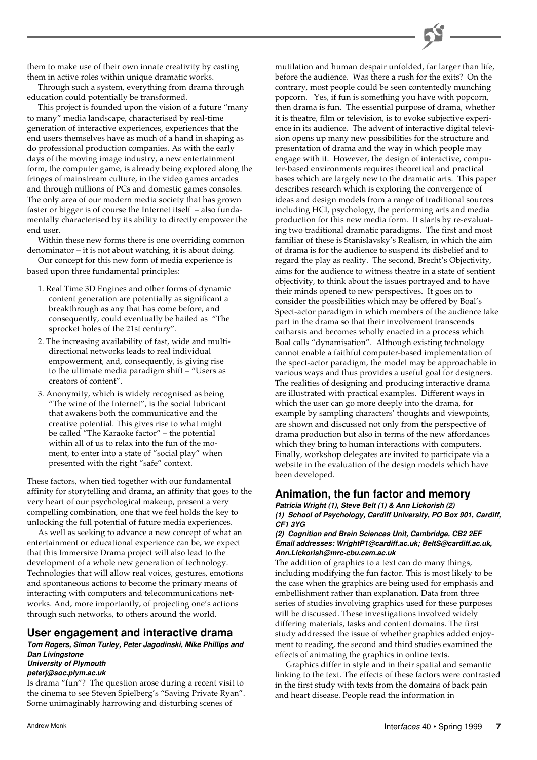them to make use of their own innate creativity by casting them in active roles within unique dramatic works.

Through such a system, everything from drama through education could potentially be transformed.

This project is founded upon the vision of a future "many to many" media landscape, characterised by real-time generation of interactive experiences, experiences that the end users themselves have as much of a hand in shaping as do professional production companies. As with the early days of the moving image industry, a new entertainment form, the computer game, is already being explored along the fringes of mainstream culture, in the video games arcades and through millions of PCs and domestic games consoles. The only area of our modern media society that has grown faster or bigger is of course the Internet itself – also fundamentally characterised by its ability to directly empower the end user.

Within these new forms there is one overriding common denominator – it is not about watching, it is about doing.

Our concept for this new form of media experience is based upon three fundamental principles:

1. Real Time 3D Engines and other forms of dynamic content generation are potentially as significant a breakthrough as any that has come before, and consequently, could eventually be hailed as "The sprocket holes of the 21st century".
2. The increasing availability of fast, wide and multi-directional networks leads to real individual empowerment, and, consequently, is giving rise to the ultimate media paradigm shift – "Users as creators of content".
3. Anonymity, which is widely recognised as being "The wine of the Internet", is the social lubricant that awakens both the communicative and the creative potential. This gives rise to what might be called "The Karaoke factor" – the potential within all of us to relax into the fun of the moment, to enter into a state of "social play" when presented with the right "safe" context.

These factors, when tied together with our fundamental affinity for storytelling and drama, an affinity that goes to the very heart of our psychological makeup, present a very compelling combination, one that we feel holds the key to unlocking the full potential of future media experiences.

As well as seeking to advance a new concept of what an entertainment or educational experience can be, we expect that this Immersive Drama project will also lead to the development of a whole new generation of technology. Technologies that will allow real voices, gestures, emotions and spontaneous actions to become the primary means of interacting with computers and telecommunications networks. And, more importantly, of projecting one's actions through such networks, to others around the world.

## User engagement and interactive drama

***Tom Rogers, Simon Turley, Peter Jagodinski, Mike Phillips and Dan Livingstone***
***University of Plymouth***
***peterj@soc.plym.ac.uk***

Is drama "fun"? The question arose during a recent visit to the cinema to see Steven Spielberg's "Saving Private Ryan". Some unimaginably harrowing and disturbing scenes of mutilation and human despair unfolded, far larger than life, before the audience. Was there a rush for the exits? On the contrary, most people could be seen contentedly munching popcorn. Yes, if fun is something you have with popcorn, then drama is fun. The essential purpose of drama, whether it is theatre, film or television, is to evoke subjective experience in its audience. The advent of interactive digital television opens up many new possibilities for the structure and presentation of drama and the way in which people may engage with it. However, the design of interactive, computer-based environments requires theoretical and practical bases which are largely new to the dramatic arts. This paper describes research which is exploring the convergence of ideas and design models from a range of traditional sources including HCI, psychology, the performing arts and media production for this new media form. It starts by re-evaluating two traditional dramatic paradigms. The first and most familiar of these is Stanislavsky's Realism, in which the aim of drama is for the audience to suspend its disbelief and to regard the play as reality. The second, Brecht's Objectivity, aims for the audience to witness theatre in a state of sentient objectivity, to think about the issues portrayed and to have their minds opened to new perspectives. It goes on to consider the possibilities which may be offered by Boal's Spect-actor paradigm in which members of the audience take part in the drama so that their involvement transcends catharsis and becomes wholly enacted in a process which Boal calls "dynamisation". Although existing technology cannot enable a faithful computer-based implementation of the spect-actor paradigm, the model may be approachable in various ways and thus provides a useful goal for designers. The realities of designing and producing interactive drama are illustrated with practical examples. Different ways in which the user can go more deeply into the drama, for example by sampling characters' thoughts and viewpoints, are shown and discussed not only from the perspective of drama production but also in terms of the new affordances which they bring to human interactions with computers. Finally, workshop delegates are invited to participate via a website in the evaluation of the design models which have been developed.

## Animation, the fun factor and memory

***Patricia Wright (1), Steve Belt (1) & Ann Lickorish (2)***
***(1) School of Psychology, Cardiff University, PO Box 901, Cardiff, CF1 3YG***
***(2) Cognition and Brain Sciences Unit, Cambridge, CB2 2EF***
***Email addresses: WrightP1@cardiff.ac.uk; BeltS@cardiff.ac.uk, Ann.Lickorish@mrc-cbu.cam.ac.uk***

The addition of graphics to a text can do many things, including modifying the fun factor. This is most likely to be the case when the graphics are being used for emphasis and embellishment rather than explanation. Data from three series of studies involving graphics used for these purposes will be discussed. These investigations involved widely differing materials, tasks and content domains. The first study addressed the issue of whether graphics added enjoyment to reading, the second and third studies examined the effects of animating the graphics in online texts.

Graphics differ in style and in their spatial and semantic linking to the text. The effects of these factors were contrasted in the first study with texts from the domains of back pain and heart disease. People read the information in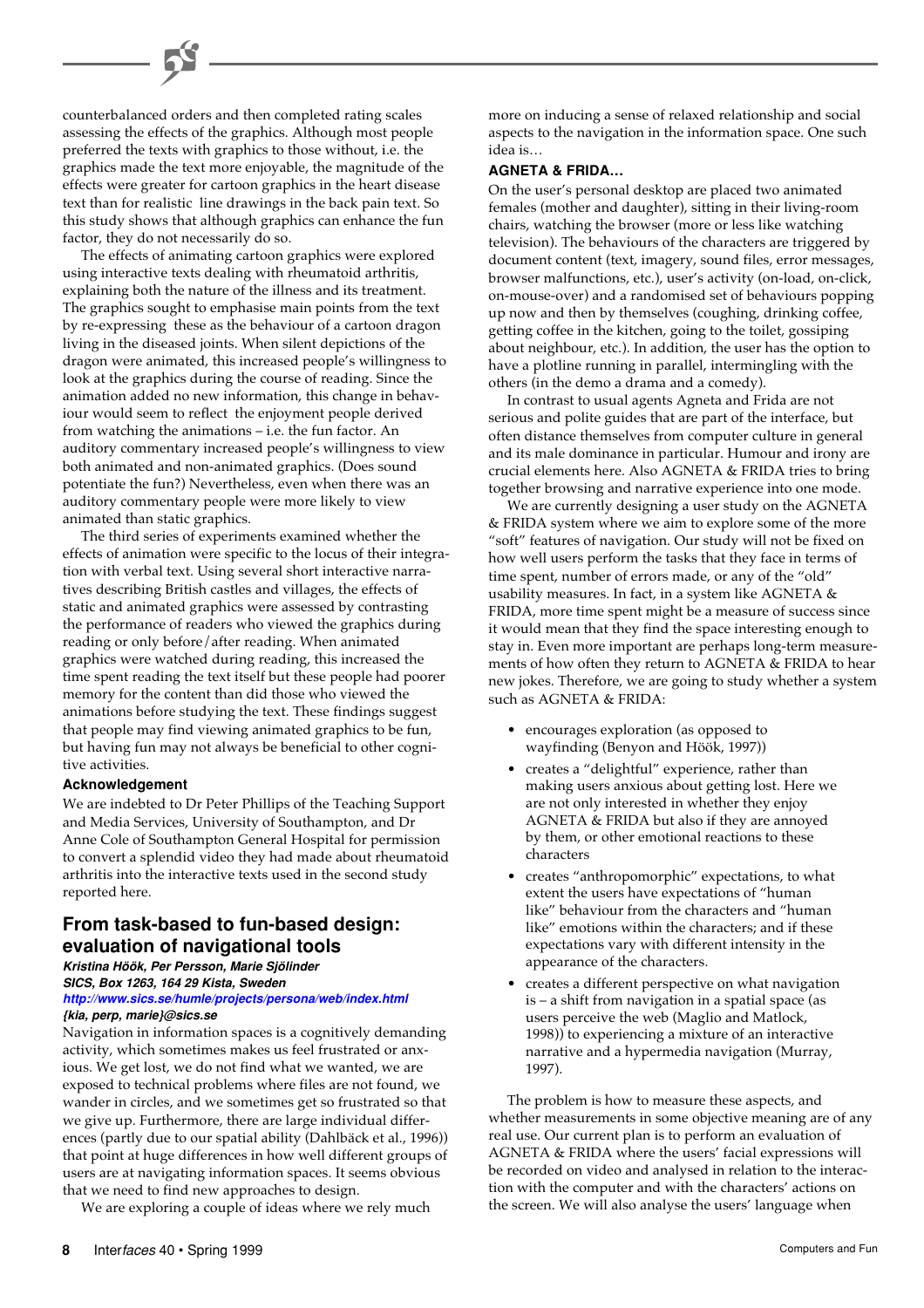counterbalanced orders and then completed rating scales assessing the effects of the graphics. Although most people preferred the texts with graphics to those without, i.e. the graphics made the text more enjoyable, the magnitude of the effects were greater for cartoon graphics in the heart disease text than for realistic line drawings in the back pain text. So this study shows that although graphics can enhance the fun factor, they do not necessarily do so.

The effects of animating cartoon graphics were explored using interactive texts dealing with rheumatoid arthritis, explaining both the nature of the illness and its treatment. The graphics sought to emphasise main points from the text by re-expressing these as the behaviour of a cartoon dragon living in the diseased joints. When silent depictions of the dragon were animated, this increased people's willingness to look at the graphics during the course of reading. Since the animation added no new information, this change in behaviour would seem to reflect the enjoyment people derived from watching the animations – i.e. the fun factor. An auditory commentary increased people's willingness to view both animated and non-animated graphics. (Does sound potentiate the fun?) Nevertheless, even when there was an auditory commentary people were more likely to view animated than static graphics.

The third series of experiments examined whether the effects of animation were specific to the locus of their integration with verbal text. Using several short interactive narratives describing British castles and villages, the effects of static and animated graphics were assessed by contrasting the performance of readers who viewed the graphics during reading or only before/after reading. When animated graphics were watched during reading, this increased the time spent reading the text itself but these people had poorer memory for the content than did those who viewed the animations before studying the text. These findings suggest that people may find viewing animated graphics to be fun, but having fun may not always be beneficial to other cognitive activities.

### Acknowledgement

We are indebted to Dr Peter Phillips of the Teaching Support and Media Services, University of Southampton, and Dr Anne Cole of Southampton General Hospital for permission to convert a splendid video they had made about rheumatoid arthritis into the interactive texts used in the second study reported here.

## From task-based to fun-based design: evaluation of navigational tools

***Kristina Höök, Per Persson, Marie Sjölinder***
***SICS, Box 1263, 164 29 Kista, Sweden***
***http://www.sics.se/humle/projects/persona/web/index.html***
***{kia, perp, marie}@sics.se***

Navigation in information spaces is a cognitively demanding activity, which sometimes makes us feel frustrated or anxious. We get lost, we do not find what we wanted, we are exposed to technical problems where files are not found, we wander in circles, and we sometimes get so frustrated so that we give up. Furthermore, there are large individual differences (partly due to our spatial ability (Dahlbäck et al., 1996)) that point at huge differences in how well different groups of users are at navigating information spaces. It seems obvious that we need to find new approaches to design.

We are exploring a couple of ideas where we rely much more on inducing a sense of relaxed relationship and social aspects to the navigation in the information space. One such idea is…

### AGNETA & FRIDA…

On the user's personal desktop are placed two animated females (mother and daughter), sitting in their living-room chairs, watching the browser (more or less like watching television). The behaviours of the characters are triggered by document content (text, imagery, sound files, error messages, browser malfunctions, etc.), user's activity (on-load, on-click, on-mouse-over) and a randomised set of behaviours popping up now and then by themselves (coughing, drinking coffee, getting coffee in the kitchen, going to the toilet, gossiping about neighbour, etc.). In addition, the user has the option to have a plotline running in parallel, intermingling with the others (in the demo a drama and a comedy).

In contrast to usual agents Agneta and Frida are not serious and polite guides that are part of the interface, but often distance themselves from computer culture in general and its male dominance in particular. Humour and irony are crucial elements here. Also AGNETA & FRIDA tries to bring together browsing and narrative experience into one mode.

We are currently designing a user study on the AGNETA & FRIDA system where we aim to explore some of the more "soft" features of navigation. Our study will not be fixed on how well users perform the tasks that they face in terms of time spent, number of errors made, or any of the "old" usability measures. In fact, in a system like AGNETA & FRIDA, more time spent might be a measure of success since it would mean that they find the space interesting enough to stay in. Even more important are perhaps long-term measurements of how often they return to AGNETA & FRIDA to hear new jokes. Therefore, we are going to study whether a system such as AGNETA & FRIDA:

- encourages exploration (as opposed to wayfinding (Benyon and Höök, 1997))
- creates a "delightful" experience, rather than making users anxious about getting lost. Here we are not only interested in whether they enjoy AGNETA & FRIDA but also if they are annoyed by them, or other emotional reactions to these characters
- creates "anthropomorphic" expectations, to what extent the users have expectations of "human like" behaviour from the characters and "human like" emotions within the characters; and if these expectations vary with different intensity in the appearance of the characters.
- creates a different perspective on what navigation is – a shift from navigation in a spatial space (as users perceive the web (Maglio and Matlock, 1998)) to experiencing a mixture of an interactive narrative and a hypermedia navigation (Murray, 1997).

The problem is how to measure these aspects, and whether measurements in some objective meaning are of any real use. Our current plan is to perform an evaluation of AGNETA & FRIDA where the users' facial expressions will be recorded on video and analysed in relation to the interaction with the computer and with the characters' actions on the screen. We will also analyse the users' language when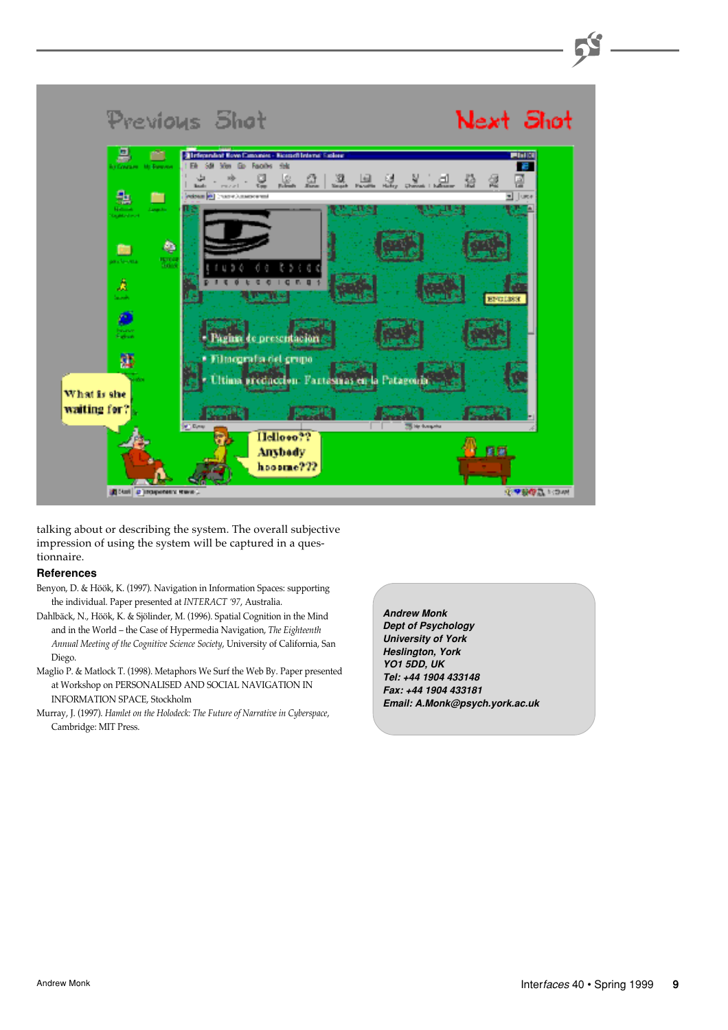talking about or describing the system. The overall subjective impression of using the system will be captured in a questionnaire.

### References

Benyon, D. & Höök, K. (1997). Navigation in Information Spaces: supporting the individual. Paper presented at *INTERACT '97*, Australia.

Dahlbäck, N., Höök, K. & Sjölinder, M. (1996). Spatial Cognition in the Mind and in the World – the Case of Hypermedia Navigation, *The Eighteenth Annual Meeting of the Cognitive Science Society*, University of California, San Diego.

Maglio P. & Matlock T. (1998). Metaphors We Surf the Web By. Paper presented at Workshop on PERSONALISED AND SOCIAL NAVIGATION IN INFORMATION SPACE, Stockholm

Murray, J. (1997). *Hamlet on the Holodeck: The Future of Narrative in Cyberspace*, Cambridge: MIT Press.

***Andrew Monk***
***Dept of Psychology***
***University of York***
***Heslington, York***
***YO1 5DD, UK***
***Tel: +44 1904 433148***
***Fax: +44 1904 433181***
***Email: A.Monk@psych.york.ac.uk***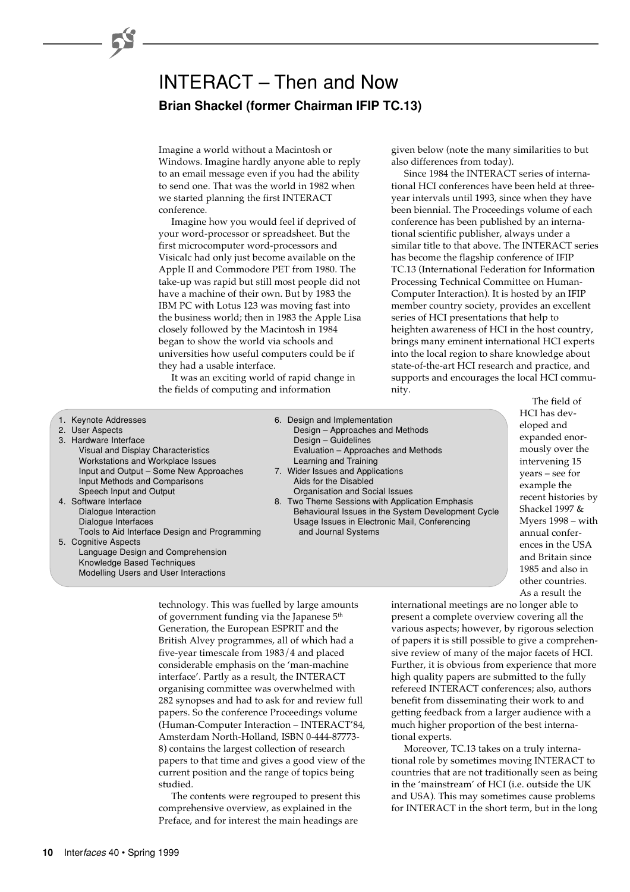# INTERACT – Then and Now

### Brian Shackel (former Chairman IFIP TC.13)

Imagine a world without a Macintosh or Windows. Imagine hardly anyone able to reply to an email message even if you had the ability to send one. That was the world in 1982 when we started planning the first INTERACT conference.

Imagine how you would feel if deprived of your word-processor or spreadsheet. But the first microcomputer word-processors and Visicalc had only just become available on the Apple II and Commodore PET from 1980. The take-up was rapid but still most people did not have a machine of their own. But by 1983 the IBM PC with Lotus 123 was moving fast into the business world; then in 1983 the Apple Lisa closely followed by the Macintosh in 1984 began to show the world via schools and universities how useful computers could be if they had a usable interface.

It was an exciting world of rapid change in the fields of computing and information technology. This was fuelled by large amounts of government funding via the Japanese 5th Generation, the European ESPRIT and the British Alvey programmes, all of which had a five-year timescale from 1983/4 and placed considerable emphasis on the 'man-machine interface'. Partly as a result, the INTERACT organising committee was overwhelmed with 282 synopses and had to ask for and review full papers. So the conference Proceedings volume (Human-Computer Interaction – INTERACT'84, Amsterdam North-Holland, ISBN 0-444-87773-8) contains the largest collection of research papers to that time and gives a good view of the current position and the range of topics being studied.

The contents were regrouped to present this comprehensive overview, as explained in the Preface, and for interest the main headings are given below (note the many similarities to but also differences from today).

1. Keynote Addresses
2. User Aspects
3. Hardware Interface
   - Visual and Display Characteristics
   - Workstations and Workplace Issues
   - Input and Output – Some New Approaches
   - Input Methods and Comparisons
   - Speech Input and Output
4. Software Interface
   - Dialogue Interaction
   - Dialogue Interfaces
   - Tools to Aid Interface Design and Programming
5. Cognitive Aspects
   - Language Design and Comprehension
   - Knowledge Based Techniques
   - Modelling Users and User Interactions
6. Design and Implementation
   - Design – Approaches and Methods
   - Design – Guidelines
   - Evaluation – Approaches and Methods
   - Learning and Training
7. Wider Issues and Applications
   - Aids for the Disabled
   - Organisation and Social Issues
8. Two Theme Sessions with Application Emphasis
   - Behavioural Issues in the System Development Cycle
   - Usage Issues in Electronic Mail, Conferencing and Journal Systems

Since 1984 the INTERACT series of international HCI conferences have been held at three-year intervals until 1993, since when they have been biennial. The Proceedings volume of each conference has been published by an international scientific publisher, always under a similar title to that above. The INTERACT series has become the flagship conference of IFIP TC.13 (International Federation for Information Processing Technical Committee on Human-Computer Interaction). It is hosted by an IFIP member country society, provides an excellent series of HCI presentations that help to heighten awareness of HCI in the host country, brings many eminent international HCI experts into the local region to share knowledge about state-of-the-art HCI research and practice, and supports and encourages the local HCI community.

The field of HCI has developed and expanded enormously over the intervening 15 years – see for example the recent histories by Shackel 1997 & Myers 1998 – with annual conferences in the USA and Britain since 1985 and also in other countries. As a result the international meetings are no longer able to present a complete overview covering all the various aspects; however, by rigorous selection of papers it is still possible to give a comprehensive review of many of the major facets of HCI. Further, it is obvious from experience that more high quality papers are submitted to the fully refereed INTERACT conferences; also, authors benefit from disseminating their work to and getting feedback from a larger audience with a much higher proportion of the best international experts.

Moreover, TC.13 takes on a truly international role by sometimes moving INTERACT to countries that are not traditionally seen as being in the 'mainstream' of HCI (i.e. outside the UK and USA). This may sometimes cause problems for INTERACT in the short term, but in the long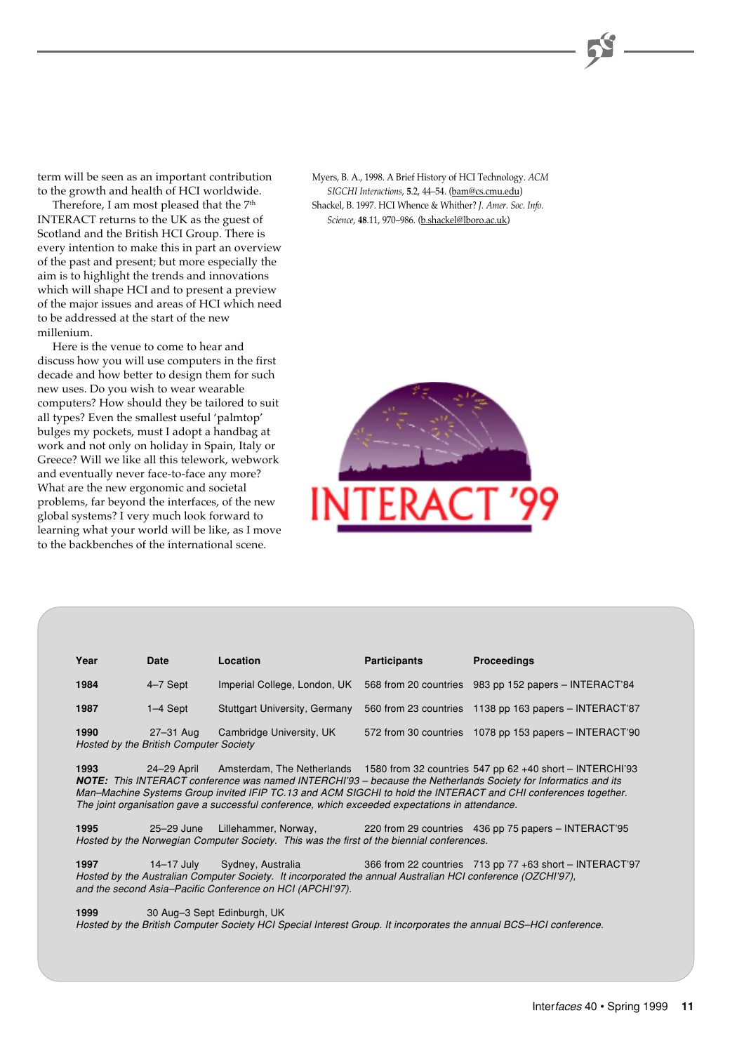term will be seen as an important contribution to the growth and health of HCI worldwide.

Therefore, I am most pleased that the 7th INTERACT returns to the UK as the guest of Scotland and the British HCI Group. There is every intention to make this in part an overview of the past and present; but more especially the aim is to highlight the trends and innovations which will shape HCI and to present a preview of the major issues and areas of HCI which need to be addressed at the start of the new millenium.

Here is the venue to come to hear and discuss how you will use computers in the first decade and how better to design them for such new uses. Do you wish to wear wearable computers? How should they be tailored to suit all types? Even the smallest useful 'palmtop' bulges my pockets, must I adopt a handbag at work and not only on holiday in Spain, Italy or Greece? Will we like all this telework, webwork and eventually never face-to-face any more? What are the new ergonomic and societal problems, far beyond the interfaces, of the new global systems? I very much look forward to learning what your world will be like, as I move to the backbenches of the international scene.

Myers, B. A., 1998. A Brief History of HCI Technology. *ACM SIGCHI Interactions*, **5**.2, 44–54. (bam@cs.cmu.edu)

Shackel, B. 1997. HCI Whence & Whither? *J. Amer. Soc. Info. Science*, **48**.11, 970–986. (b.shackel@lboro.ac.uk)

INTERACT '99

| Year | Date | Location | Participants | Proceedings |
|---|---|---|---|---|
| **1984** | 4–7 Sept | Imperial College, London, UK | 568 from 20 countries | 983 pp 152 papers – INTERACT'84 |
| **1987** | 1–4 Sept | Stuttgart University, Germany | 560 from 23 countries | 1138 pp 163 papers – INTERACT'87 |
| **1990** | 27–31 Aug | Cambridge University, UK | 572 from 30 countries | 1078 pp 153 papers – INTERACT'90 |
| *Hosted by the British Computer Society* | | | | |
| **1993** | 24–29 April | Amsterdam, The Netherlands | 1580 from 32 countries | 547 pp 62 +40 short – INTERCHI'93 |
| ***NOTE:** This INTERACT conference was named INTERCHI'93 – because the Netherlands Society for Informatics and its Man–Machine Systems Group invited IFIP TC.13 and ACM SIGCHI to hold the INTERACT and CHI conferences together. The joint organisation gave a successful conference, which exceeded expectations in attendance.* | | | | |
| **1995** | 25–29 June | Lillehammer, Norway, | 220 from 29 countries | 436 pp 75 papers – INTERACT'95 |
| *Hosted by the Norwegian Computer Society. This was the first of the biennial conferences.* | | | | |
| **1997** | 14–17 July | Sydney, Australia | 366 from 22 countries | 713 pp 77 +63 short – INTERACT'97 |
| *Hosted by the Australian Computer Society. It incorporated the annual Australian HCI conference (OZCHI'97), and the second Asia–Pacific Conference on HCI (APCHI'97).* | | | | |
| **1999** | 30 Aug–3 Sept | Edinburgh, UK | | |
| *Hosted by the British Computer Society HCI Special Interest Group. It incorporates the annual BCS–HCI conference.* | | | | |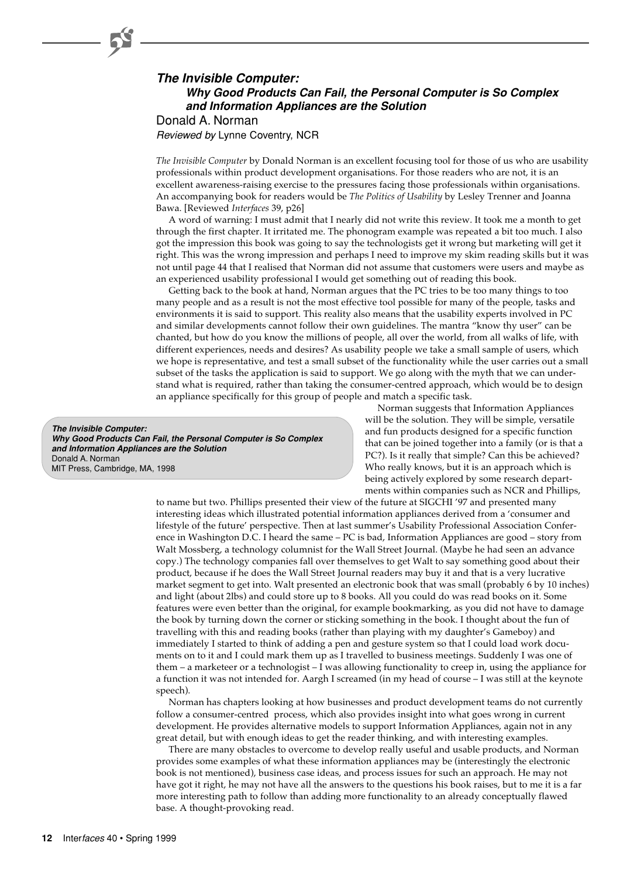## *The Invisible Computer:*
### *Why Good Products Can Fail, the Personal Computer is So Complex and Information Appliances are the Solution*

Donald A. Norman

*Reviewed by* Lynne Coventry, NCR

*The Invisible Computer* by Donald Norman is an excellent focusing tool for those of us who are usability professionals within product development organisations. For those readers who are not, it is an excellent awareness-raising exercise to the pressures facing those professionals within organisations. An accompanying book for readers would be *The Politics of Usability* by Lesley Trenner and Joanna Bawa. [Reviewed *Interfaces* 39, p26]

A word of warning: I must admit that I nearly did not write this review. It took me a month to get through the first chapter. It irritated me. The phonogram example was repeated a bit too much. I also got the impression this book was going to say the technologists get it wrong but marketing will get it right. This was the wrong impression and perhaps I need to improve my skim reading skills but it was not until page 44 that I realised that Norman did not assume that customers were users and maybe as an experienced usability professional I would get something out of reading this book.

Getting back to the book at hand, Norman argues that the PC tries to be too many things to too many people and as a result is not the most effective tool possible for many of the people, tasks and environments it is said to support. This reality also means that the usability experts involved in PC and similar developments cannot follow their own guidelines. The mantra "know thy user" can be chanted, but how do you know the millions of people, all over the world, from all walks of life, with different experiences, needs and desires? As usability people we take a small sample of users, which we hope is representative, and test a small subset of the functionality while the user carries out a small subset of the tasks the application is said to support. We go along with the myth that we can understand what is required, rather than taking the consumer-centred approach, which would be to design an appliance specifically for this group of people and match a specific task.

> ***The Invisible Computer:***
> ***Why Good Products Can Fail, the Personal Computer is So Complex and Information Appliances are the Solution***
> Donald A. Norman
> MIT Press, Cambridge, MA, 1998

Norman suggests that Information Appliances will be the solution. They will be simple, versatile and fun products designed for a specific function that can be joined together into a family (or is that a PC?). Is it really that simple? Can this be achieved? Who really knows, but it is an approach which is being actively explored by some research departments within companies such as NCR and Phillips, to name but two. Phillips presented their view of the future at SIGCHI '97 and presented many interesting ideas which illustrated potential information appliances derived from a 'consumer and lifestyle of the future' perspective. Then at last summer's Usability Professional Association Conference in Washington D.C. I heard the same – PC is bad, Information Appliances are good – story from Walt Mossberg, a technology columnist for the Wall Street Journal. (Maybe he had seen an advance copy.) The technology companies fall over themselves to get Walt to say something good about their product, because if he does the Wall Street Journal readers may buy it and that is a very lucrative market segment to get into. Walt presented an electronic book that was small (probably 6 by 10 inches) and light (about 2lbs) and could store up to 8 books. All you could do was read books on it. Some features were even better than the original, for example bookmarking, as you did not have to damage the book by turning down the corner or sticking something in the book. I thought about the fun of travelling with this and reading books (rather than playing with my daughter's Gameboy) and immediately I started to think of adding a pen and gesture system so that I could load work documents on to it and I could mark them up as I travelled to business meetings. Suddenly I was one of them – a marketeer or a technologist – I was allowing functionality to creep in, using the appliance for a function it was not intended for. Aargh I screamed (in my head of course – I was still at the keynote speech).

Norman has chapters looking at how businesses and product development teams do not currently follow a consumer-centred process, which also provides insight into what goes wrong in current development. He provides alternative models to support Information Appliances, again not in any great detail, but with enough ideas to get the reader thinking, and with interesting examples.

There are many obstacles to overcome to develop really useful and usable products, and Norman provides some examples of what these information appliances may be (interestingly the electronic book is not mentioned), business case ideas, and process issues for such an approach. He may not have got it right, he may not have all the answers to the questions his book raises, but to me it is a far more interesting path to follow than adding more functionality to an already conceptually flawed base. A thought-provoking read.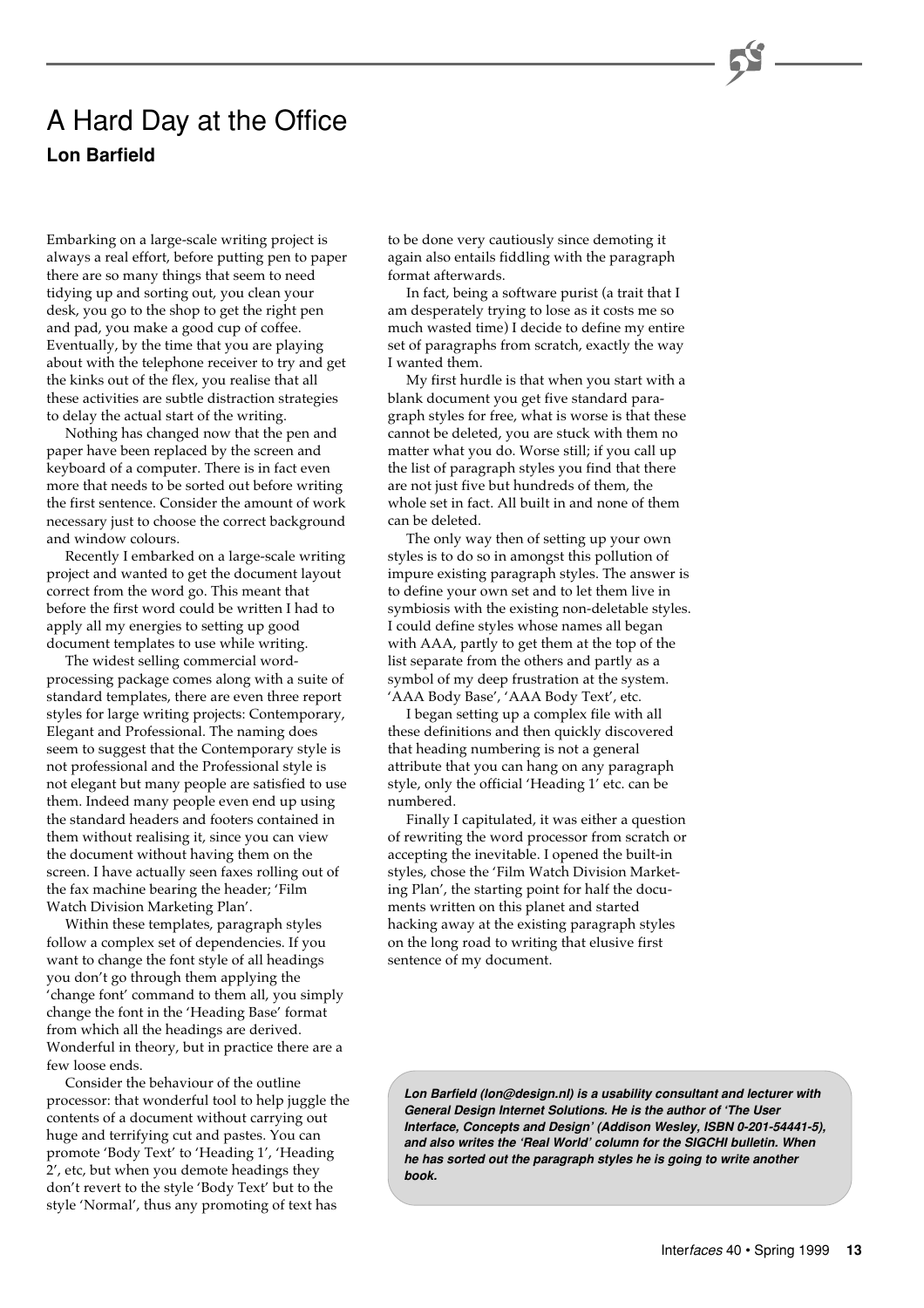# A Hard Day at the Office

## Lon Barfield

Embarking on a large-scale writing project is always a real effort, before putting pen to paper there are so many things that seem to need tidying up and sorting out, you clean your desk, you go to the shop to get the right pen and pad, you make a good cup of coffee. Eventually, by the time that you are playing about with the telephone receiver to try and get the kinks out of the flex, you realise that all these activities are subtle distraction strategies to delay the actual start of the writing.

Nothing has changed now that the pen and paper have been replaced by the screen and keyboard of a computer. There is in fact even more that needs to be sorted out before writing the first sentence. Consider the amount of work necessary just to choose the correct background and window colours.

Recently I embarked on a large-scale writing project and wanted to get the document layout correct from the word go. This meant that before the first word could be written I had to apply all my energies to setting up good document templates to use while writing.

The widest selling commercial word-processing package comes along with a suite of standard templates, there are even three report styles for large writing projects: Contemporary, Elegant and Professional. The naming does seem to suggest that the Contemporary style is not professional and the Professional style is not elegant but many people are satisfied to use them. Indeed many people even end up using the standard headers and footers contained in them without realising it, since you can view the document without having them on the screen. I have actually seen faxes rolling out of the fax machine bearing the header; 'Film Watch Division Marketing Plan'.

Within these templates, paragraph styles follow a complex set of dependencies. If you want to change the font style of all headings you don't go through them applying the 'change font' command to them all, you simply change the font in the 'Heading Base' format from which all the headings are derived. Wonderful in theory, but in practice there are a few loose ends.

Consider the behaviour of the outline processor: that wonderful tool to help juggle the contents of a document without carrying out huge and terrifying cut and pastes. You can promote 'Body Text' to 'Heading 1', 'Heading 2', etc, but when you demote headings they don't revert to the style 'Body Text' but to the style 'Normal', thus any promoting of text has to be done very cautiously since demoting it again also entails fiddling with the paragraph format afterwards.

In fact, being a software purist (a trait that I am desperately trying to lose as it costs me so much wasted time) I decide to define my entire set of paragraphs from scratch, exactly the way I wanted them.

My first hurdle is that when you start with a blank document you get five standard paragraph styles for free, what is worse is that these cannot be deleted, you are stuck with them no matter what you do. Worse still; if you call up the list of paragraph styles you find that there are not just five but hundreds of them, the whole set in fact. All built in and none of them can be deleted.

The only way then of setting up your own styles is to do so in amongst this pollution of impure existing paragraph styles. The answer is to define your own set and to let them live in symbiosis with the existing non-deletable styles. I could define styles whose names all began with AAA, partly to get them at the top of the list separate from the others and partly as a symbol of my deep frustration at the system. 'AAA Body Base', 'AAA Body Text', etc.

I began setting up a complex file with all these definitions and then quickly discovered that heading numbering is not a general attribute that you can hang on any paragraph style, only the official 'Heading 1' etc. can be numbered.

Finally I capitulated, it was either a question of rewriting the word processor from scratch or accepting the inevitable. I opened the built-in styles, chose the 'Film Watch Division Marketing Plan', the starting point for half the documents written on this planet and started hacking away at the existing paragraph styles on the long road to writing that elusive first sentence of my document.

***Lon Barfield (lon@design.nl) is a usability consultant and lecturer with General Design Internet Solutions. He is the author of 'The User Interface, Concepts and Design' (Addison Wesley, ISBN 0-201-54441-5), and also writes the 'Real World' column for the SIGCHI bulletin. When he has sorted out the paragraph styles he is going to write another book.***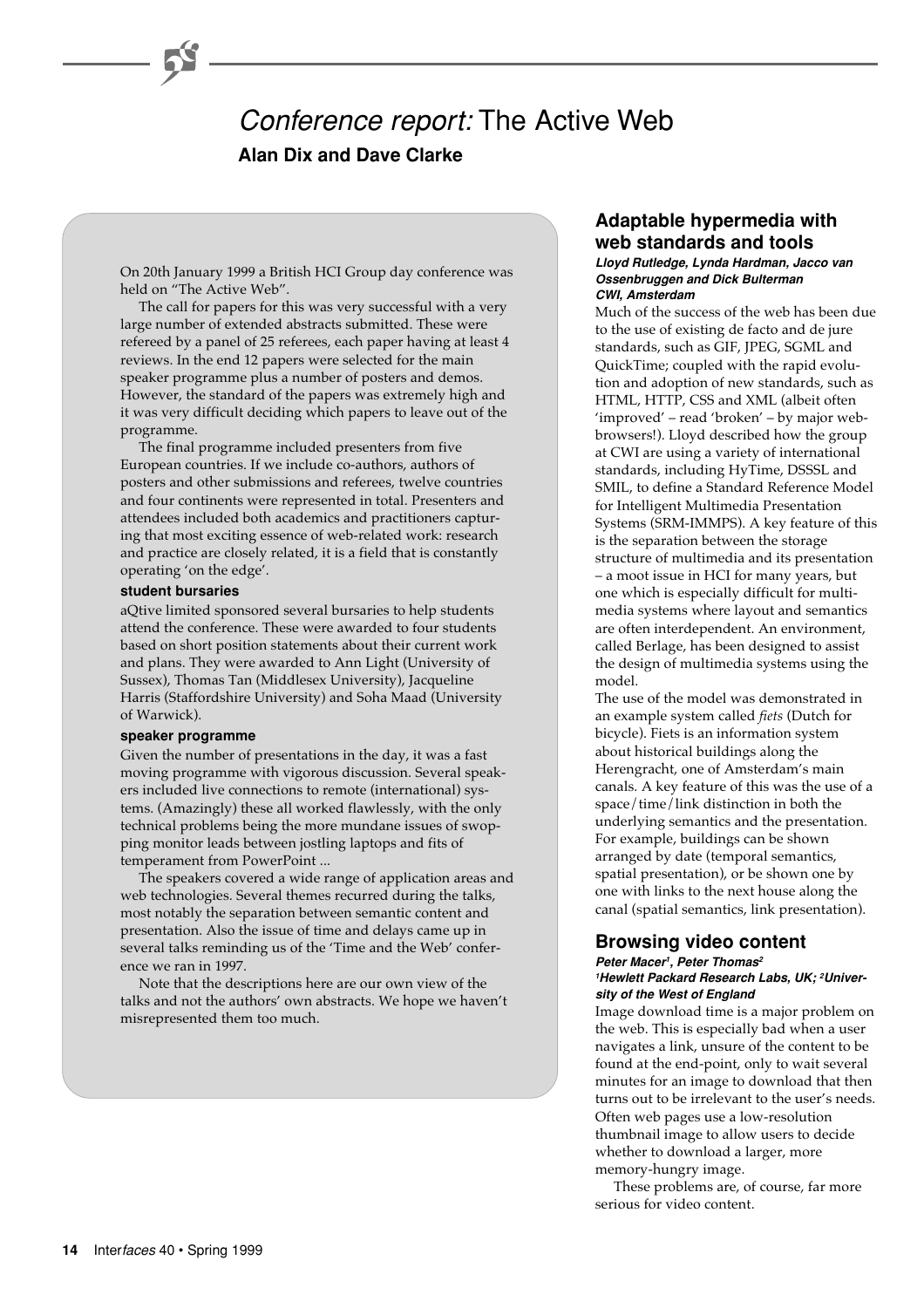# *Conference report:* The Active Web

**Alan Dix and Dave Clarke**

On 20th January 1999 a British HCI Group day conference was held on "The Active Web".

The call for papers for this was very successful with a very large number of extended abstracts submitted. These were refereed by a panel of 25 referees, each paper having at least 4 reviews. In the end 12 papers were selected for the main speaker programme plus a number of posters and demos. However, the standard of the papers was extremely high and it was very difficult deciding which papers to leave out of the programme.

The final programme included presenters from five European countries. If we include co-authors, authors of posters and other submissions and referees, twelve countries and four continents were represented in total. Presenters and attendees included both academics and practitioners capturing that most exciting essence of web-related work: research and practice are closely related, it is a field that is constantly operating 'on the edge'.

#### student bursaries

aQtive limited sponsored several bursaries to help students attend the conference. These were awarded to four students based on short position statements about their current work and plans. They were awarded to Ann Light (University of Sussex), Thomas Tan (Middlesex University), Jacqueline Harris (Staffordshire University) and Soha Maad (University of Warwick).

#### speaker programme

Given the number of presentations in the day, it was a fast moving programme with vigorous discussion. Several speakers included live connections to remote (international) systems. (Amazingly) these all worked flawlessly, with the only technical problems being the more mundane issues of swopping monitor leads between jostling laptops and fits of temperament from PowerPoint ...

The speakers covered a wide range of application areas and web technologies. Several themes recurred during the talks, most notably the separation between semantic content and presentation. Also the issue of time and delays came up in several talks reminding us of the 'Time and the Web' conference we ran in 1997.

Note that the descriptions here are our own view of the talks and not the authors' own abstracts. We hope we haven't misrepresented them too much.

## Adaptable hypermedia with web standards and tools

***Lloyd Rutledge, Lynda Hardman, Jacco van Ossenbruggen and Dick Bulterman***
***CWI, Amsterdam***

Much of the success of the web has been due to the use of existing de facto and de jure standards, such as GIF, JPEG, SGML and QuickTime; coupled with the rapid evolution and adoption of new standards, such as HTML, HTTP, CSS and XML (albeit often 'improved' – read 'broken' – by major web-browsers!). Lloyd described how the group at CWI are using a variety of international standards, including HyTime, DSSSL and SMIL, to define a Standard Reference Model for Intelligent Multimedia Presentation Systems (SRM-IMMPS). A key feature of this is the separation between the storage structure of multimedia and its presentation – a moot issue in HCI for many years, but one which is especially difficult for multimedia systems where layout and semantics are often interdependent. An environment, called Berlage, has been designed to assist the design of multimedia systems using the model.

The use of the model was demonstrated in an example system called *fiets* (Dutch for bicycle). Fiets is an information system about historical buildings along the Herengracht, one of Amsterdam's main canals. A key feature of this was the use of a space/time/link distinction in both the underlying semantics and the presentation. For example, buildings can be shown arranged by date (temporal semantics, spatial presentation), or be shown one by one with links to the next house along the canal (spatial semantics, link presentation).

## Browsing video content

***Peter Macer[1], Peter Thomas[2]***
***[1]Hewlett Packard Research Labs, UK; [2]University of the West of England***

Image download time is a major problem on the web. This is especially bad when a user navigates a link, unsure of the content to be found at the end-point, only to wait several minutes for an image to download that then turns out to be irrelevant to the user's needs. Often web pages use a low-resolution thumbnail image to allow users to decide whether to download a larger, more memory-hungry image.

These problems are, of course, far more serious for video content.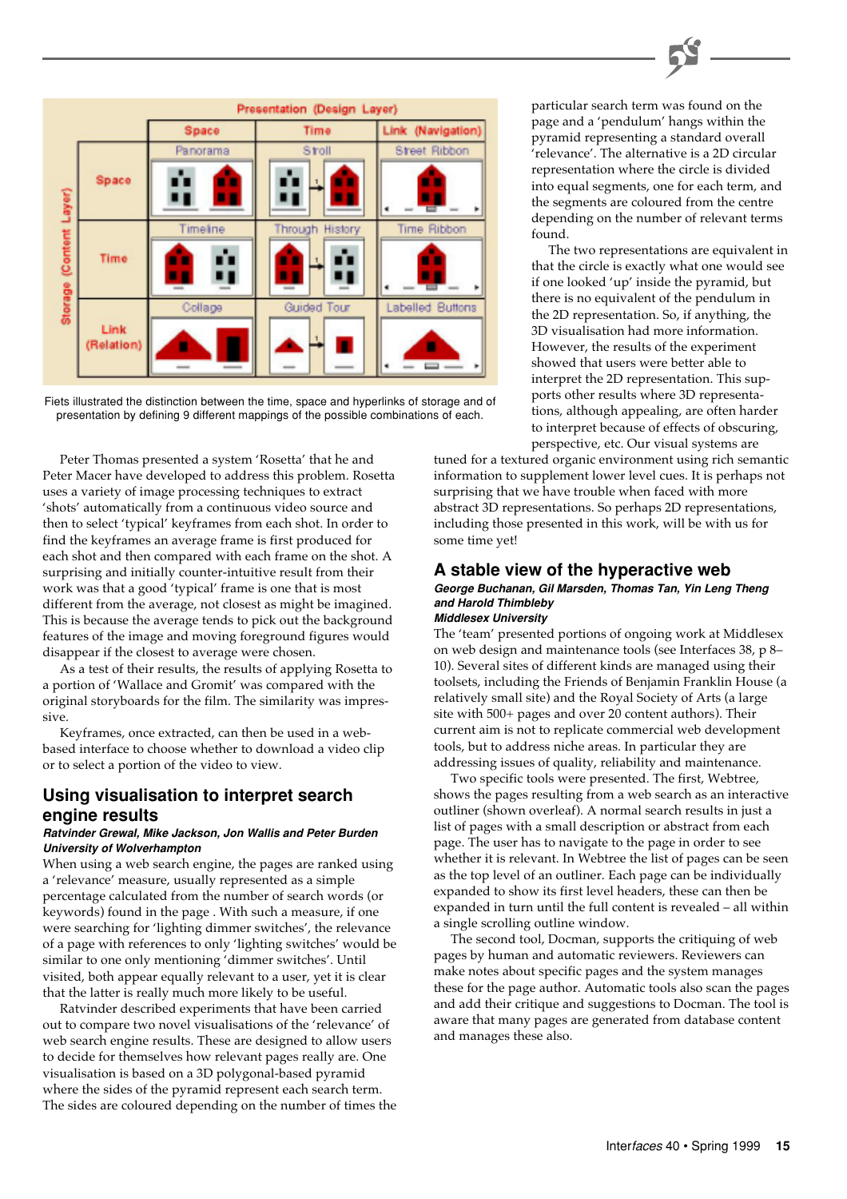| Storage (Content Layer) \ Presentation (Design Layer) | Space | Time | Link (Navigation) |
|---|---|---|---|
| Space | Panorama | Scroll | Street Ribbon |
| Time | Timeline | Through History | Time Ribbon |
| Link (Relation) | Collage | Guided Tour | Labelled Buttons |

Fiets illustrated the distinction between the time, space and hyperlinks of storage and of presentation by defining 9 different mappings of the possible combinations of each.

Peter Thomas presented a system 'Rosetta' that he and Peter Macer have developed to address this problem. Rosetta uses a variety of image processing techniques to extract 'shots' automatically from a continuous video source and then to select 'typical' keyframes from each shot. In order to find the keyframes an average frame is first produced for each shot and then compared with each frame on the shot. A surprising and initially counter-intuitive result from their work was that a good 'typical' frame is one that is most different from the average, not closest as might be imagined. This is because the average tends to pick out the background features of the image and moving foreground figures would disappear if the closest to average were chosen.

As a test of their results, the results of applying Rosetta to a portion of 'Wallace and Gromit' was compared with the original storyboards for the film. The similarity was impressive.

Keyframes, once extracted, can then be used in a web-based interface to choose whether to download a video clip or to select a portion of the video to view.

## Using visualisation to interpret search engine results

***Ratvinder Grewal, Mike Jackson, Jon Wallis and Peter Burden***
***University of Wolverhampton***

When using a web search engine, the pages are ranked using a 'relevance' measure, usually represented as a simple percentage calculated from the number of search words (or keywords) found in the page . With such a measure, if one were searching for 'lighting dimmer switches', the relevance of a page with references to only 'lighting switches' would be similar to one only mentioning 'dimmer switches'. Until visited, both appear equally relevant to a user, yet it is clear that the latter is really much more likely to be useful.

Ratvinder described experiments that have been carried out to compare two novel visualisations of the 'relevance' of web search engine results. These are designed to allow users to decide for themselves how relevant pages really are. One visualisation is based on a 3D polygonal-based pyramid where the sides of the pyramid represent each search term. The sides are coloured depending on the number of times the particular search term was found on the page and a 'pendulum' hangs within the pyramid representing a standard overall 'relevance'. The alternative is a 2D circular representation where the circle is divided into equal segments, one for each term, and the segments are coloured from the centre depending on the number of relevant terms found.

The two representations are equivalent in that the circle is exactly what one would see if one looked 'up' inside the pyramid, but there is no equivalent of the pendulum in the 2D representation. So, if anything, the 3D visualisation had more information. However, the results of the experiment showed that users were better able to interpret the 2D representation. This supports other results where 3D representations, although appealing, are often harder to interpret because of effects of obscuring, perspective, etc. Our visual systems are tuned for a textured organic environment using rich semantic information to supplement lower level cues. It is perhaps not surprising that we have trouble when faced with more abstract 3D representations. So perhaps 2D representations, including those presented in this work, will be with us for some time yet!

## A stable view of the hyperactive web

***George Buchanan, Gil Marsden, Thomas Tan, Yin Leng Theng and Harold Thimbleby***
***Middlesex University***

The 'team' presented portions of ongoing work at Middlesex on web design and maintenance tools (see Interfaces 38, p 8–10). Several sites of different kinds are managed using their toolsets, including the Friends of Benjamin Franklin House (a relatively small site) and the Royal Society of Arts (a large site with 500+ pages and over 20 content authors). Their current aim is not to replicate commercial web development tools, but to address niche areas. In particular they are addressing issues of quality, reliability and maintenance.

Two specific tools were presented. The first, Webtree, shows the pages resulting from a web search as an interactive outliner (shown overleaf). A normal search results in just a list of pages with a small description or abstract from each page. The user has to navigate to the page in order to see whether it is relevant. In Webtree the list of pages can be seen as the top level of an outliner. Each page can be individually expanded to show its first level headers, these can then be expanded in turn until the full content is revealed – all within a single scrolling outline window.

The second tool, Docman, supports the critiquing of web pages by human and automatic reviewers. Reviewers can make notes about specific pages and the system manages these for the page author. Automatic tools also scan the pages and add their critique and suggestions to Docman. The tool is aware that many pages are generated from database content and manages these also.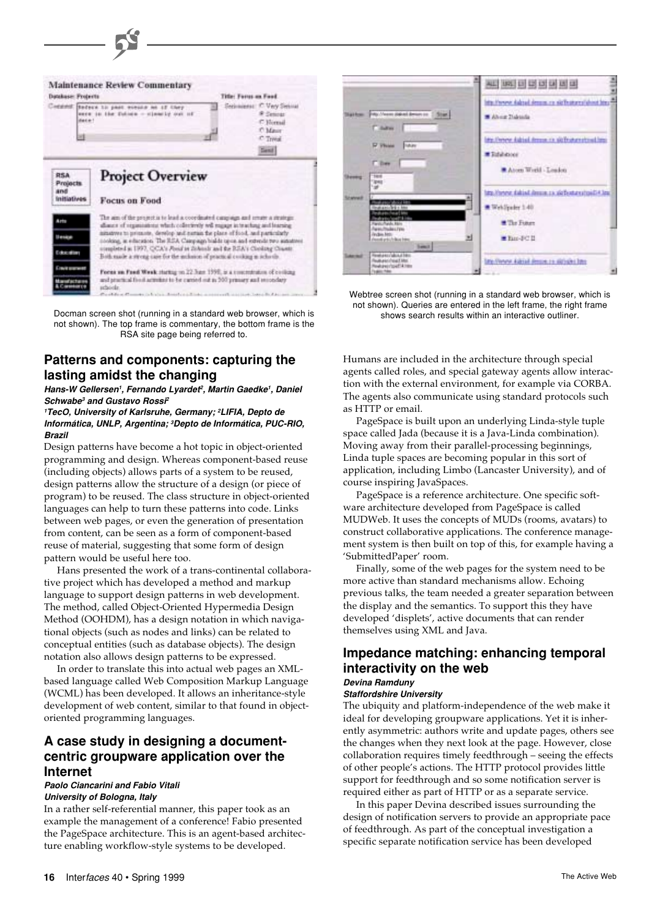Docman screen shot (running in a standard web browser, which is not shown). The top frame is commentary, the bottom frame is the RSA site page being referred to.

Webtree screen shot (running in a standard web browser, which is not shown). Queries are entered in the left frame, the right frame shows search results within an interactive outliner.

## Patterns and components: capturing the lasting amidst the changing

***Hans-W Gellersen[1], Fernando Lyardet[2], Martin Gaedke[1], Daniel Schwabe[3] and Gustavo Rossi[2]***

***[1]TecO, University of Karlsruhe, Germany; [2]LIFIA, Depto de Informática, UNLP, Argentina; [3]Depto de Informática, PUC-RIO, Brazil***

Design patterns have become a hot topic in object-oriented programming and design. Whereas component-based reuse (including objects) allows parts of a system to be reused, design patterns allow the structure of a design (or piece of program) to be reused. The class structure in object-oriented languages can help to turn these patterns into code. Links between web pages, or even the generation of presentation from content, can be seen as a form of component-based reuse of material, suggesting that some form of design pattern would be useful here too.

Hans presented the work of a trans-continental collaborative project which has developed a method and markup language to support design patterns in web development. The method, called Object-Oriented Hypermedia Design Method (OOHDM), has a design notation in which navigational objects (such as nodes and links) can be related to conceptual entities (such as database objects). The design notation also allows design patterns to be expressed.

In order to translate this into actual web pages an XML-based language called Web Composition Markup Language (WCML) has been developed. It allows an inheritance-style development of web content, similar to that found in object-oriented programming languages.

## A case study in designing a document-centric groupware application over the Internet

***Paolo Ciancarini and Fabio Vitali***

***University of Bologna, Italy***

In a rather self-referential manner, this paper took as an example the management of a conference! Fabio presented the PageSpace architecture. This is an agent-based architecture enabling workflow-style systems to be developed. Humans are included in the architecture through special agents called roles, and special gateway agents allow interaction with the external environment, for example via CORBA. The agents also communicate using standard protocols such as HTTP or email.

PageSpace is built upon an underlying Linda-style tuple space called Jada (because it is a Java-Linda combination). Moving away from their parallel-processing beginnings, Linda tuple spaces are becoming popular in this sort of application, including Limbo (Lancaster University), and of course inspiring JavaSpaces.

PageSpace is a reference architecture. One specific software architecture developed from PageSpace is called MUDWeb. It uses the concepts of MUDs (rooms, avatars) to construct collaborative applications. The conference management system is then built on top of this, for example having a 'SubmittedPaper' room.

Finally, some of the web pages for the system need to be more active than standard mechanisms allow. Echoing previous talks, the team needed a greater separation between the display and the semantics. To support this they have developed 'displets', active documents that can render themselves using XML and Java.

## Impedance matching: enhancing temporal interactivity on the web

***Devina Ramduny***

***Staffordshire University***

The ubiquity and platform-independence of the web make it ideal for developing groupware applications. Yet it is inherently asymmetric: authors write and update pages, others see the changes when they next look at the page. However, close collaboration requires timely feedthrough – seeing the effects of other people's actions. The HTTP protocol provides little support for feedthrough and so some notification server is required either as part of HTTP or as a separate service.

In this paper Devina described issues surrounding the design of notification servers to provide an appropriate pace of feedthrough. As part of the conceptual investigation a specific separate notification service has been developed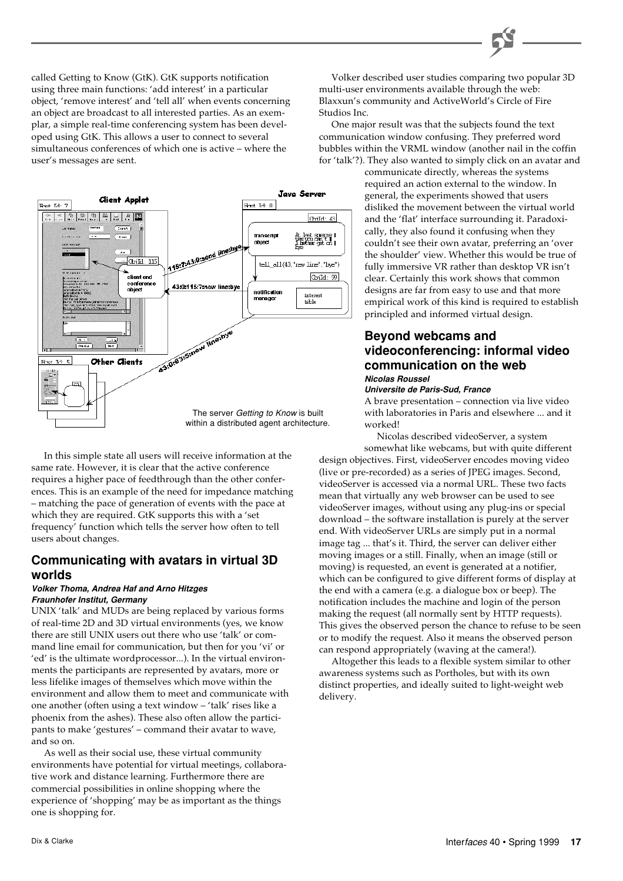called Getting to Know (GtK). GtK supports notification using three main functions: 'add interest' in a particular object, 'remove interest' and 'tell all' when events concerning an object are broadcast to all interested parties. As an exemplar, a simple real-time conferencing system has been developed using GtK. This allows a user to connect to several simultaneous conferences of which one is active – where the user's messages are sent.

The server *Getting to Know* is built within a distributed agent architecture.

In this simple state all users will receive information at the same rate. However, it is clear that the active conference requires a higher pace of feedthrough than the other conferences. This is an example of the need for impedance matching – matching the pace of generation of events with the pace at which they are required. GtK supports this with a 'set frequency' function which tells the server how often to tell users about changes.

## Communicating with avatars in virtual 3D worlds

***Volker Thoma, Andrea Haf and Arno Hitzges***
***Fraunhofer Institut, Germany***

UNIX 'talk' and MUDs are being replaced by various forms of real-time 2D and 3D virtual environments (yes, we know there are still UNIX users out there who use 'talk' or command line email for communication, but then for you 'vi' or 'ed' is the ultimate wordprocessor...). In the virtual environments the participants are represented by avatars, more or less lifelike images of themselves which move within the environment and allow them to meet and communicate with one another (often using a text window – 'talk' rises like a phoenix from the ashes). These also often allow the participants to make 'gestures' – command their avatar to wave, and so on.

As well as their social use, these virtual community environments have potential for virtual meetings, collaborative work and distance learning. Furthermore there are commercial possibilities in online shopping where the experience of 'shopping' may be as important as the things one is shopping for.

Volker described user studies comparing two popular 3D multi-user environments available through the web: Blaxxun's community and ActiveWorld's Circle of Fire Studios Inc.

One major result was that the subjects found the text communication window confusing. They preferred word bubbles within the VRML window (another nail in the coffin for 'talk'?). They also wanted to simply click on an avatar and communicate directly, whereas the systems required an action external to the window. In general, the experiments showed that users disliked the movement between the virtual world and the 'flat' interface surrounding it. Paradoxically, they also found it confusing when they couldn't see their own avatar, preferring an 'over the shoulder' view. Whether this would be true of fully immersive VR rather than desktop VR isn't clear. Certainly this work shows that common designs are far from easy to use and that more empirical work of this kind is required to establish principled and informed virtual design.

## Beyond webcams and videoconferencing: informal video communication on the web

***Nicolas Roussel***
***Universite de Paris-Sud, France***

A brave presentation – connection via live video with laboratories in Paris and elsewhere ... and it worked!

Nicolas described videoServer, a system somewhat like webcams, but with quite different design objectives. First, videoServer encodes moving video (live or pre-recorded) as a series of JPEG images. Second, videoServer is accessed via a normal URL. These two facts mean that virtually any web browser can be used to see videoServer images, without using any plug-ins or special download – the software installation is purely at the server end. With videoServer URLs are simply put in a normal image tag ... that's it. Third, the server can deliver either moving images or a still. Finally, when an image (still or moving) is requested, an event is generated at a notifier, which can be configured to give different forms of display at the end with a camera (e.g. a dialogue box or beep). The notification includes the machine and login of the person making the request (all normally sent by HTTP requests). This gives the observed person the chance to refuse to be seen or to modify the request. Also it means the observed person can respond appropriately (waving at the camera!).

Altogether this leads to a flexible system similar to other awareness systems such as Portholes, but with its own distinct properties, and ideally suited to light-weight web delivery.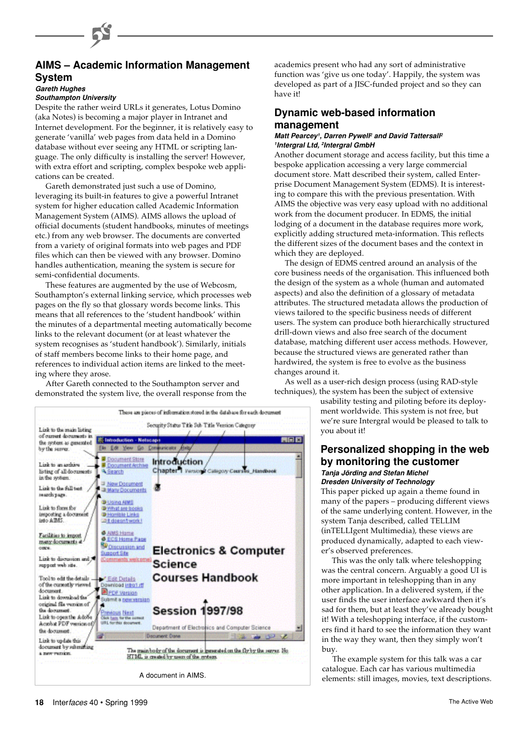## AIMS – Academic Information Management System

***Gareth Hughes***
***Southampton University***

Despite the rather weird URLs it generates, Lotus Domino (aka Notes) is becoming a major player in Intranet and Internet development. For the beginner, it is relatively easy to generate 'vanilla' web pages from data held in a Domino database without ever seeing any HTML or scripting language. The only difficulty is installing the server! However, with extra effort and scripting, complex bespoke web applications can be created.

Gareth demonstrated just such a use of Domino, leveraging its built-in features to give a powerful Intranet system for higher education called Academic Information Management System (AIMS). AIMS allows the upload of official documents (student handbooks, minutes of meetings etc.) from any web browser. The documents are converted from a variety of original formats into web pages and PDF files which can then be viewed with any browser. Domino handles authentication, meaning the system is secure for semi-confidential documents.

These features are augmented by the use of Webcosm, Southampton's external linking service, which processes web pages on the fly so that glossary words become links. This means that all references to the 'student handbook' within the minutes of a departmental meeting automatically become links to the relevant document (or at least whatever the system recognises as 'student handbook'). Similarly, initials of staff members become links to their home page, and references to individual action items are linked to the meeting where they arose.

After Gareth connected to the Southampton server and demonstrated the system live, the overall response from the academics present who had any sort of administrative function was 'give us one today'. Happily, the system was developed as part of a JISC-funded project and so they can have it!

A document in AIMS.

## Dynamic web-based information management

***Matt Pearcey[1], Darren Pywell[2] and David Tattersall[2]***
***[1]Intergral Ltd, [2]Intergral GmbH***

Another document storage and access facility, but this time a bespoke application accessing a very large commercial document store. Matt described their system, called Enterprise Document Management System (EDMS). It is interesting to compare this with the previous presentation. With AIMS the objective was very easy upload with no additional work from the document producer. In EDMS, the initial lodging of a document in the database requires more work, explicitly adding structured meta-information. This reflects the different sizes of the document bases and the context in which they are deployed.

The design of EDMS centred around an analysis of the core business needs of the organisation. This influenced both the design of the system as a whole (human and automated aspects) and also the definition of a glossary of metadata attributes. The structured metadata allows the production of views tailored to the specific business needs of different users. The system can produce both hierarchically structured drill-down views and also free search of the document database, matching different user access methods. However, because the structured views are generated rather than hardwired, the system is free to evolve as the business changes around it.

As well as a user-rich design process (using RAD-style techniques), the system has been the subject of extensive usability testing and piloting before its deployment worldwide. This system is not free, but we're sure Intergral would be pleased to talk to you about it!

## Personalized shopping in the web by monitoring the customer

***Tanja Jörding and Stefan Michel***
***Dresden University of Technology***

This paper picked up again a theme found in many of the papers – producing different views of the same underlying content. However, in the system Tanja described, called TELLIM (inTELLIgent Multimedia), these views are produced dynamically, adapted to each viewer's observed preferences.

This was the only talk where teleshopping was the central concern. Arguably a good UI is more important in teleshopping than in any other application. In a delivered system, if the user finds the user interface awkward then it's sad for them, but at least they've already bought it! With a teleshopping interface, if the customers find it hard to see the information they want in the way they want, then they simply won't buy.

The example system for this talk was a car catalogue. Each car has various multimedia elements: still images, movies, text descriptions.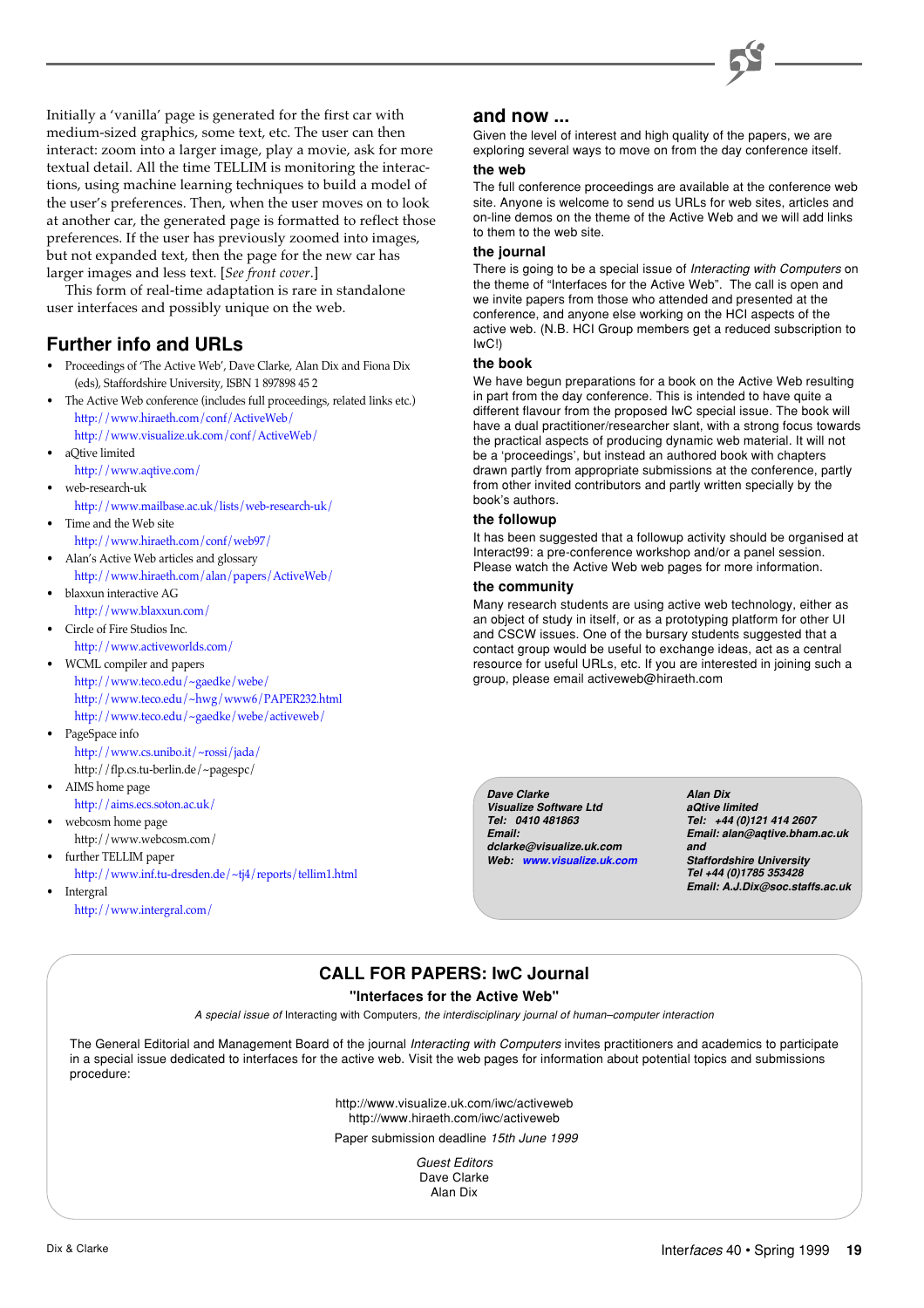Initially a 'vanilla' page is generated for the first car with medium-sized graphics, some text, etc. The user can then interact: zoom into a larger image, play a movie, ask for more textual detail. All the time TELLIM is monitoring the interactions, using machine learning techniques to build a model of the user's preferences. Then, when the user moves on to look at another car, the generated page is formatted to reflect those preferences. If the user has previously zoomed into images, but not expanded text, then the page for the new car has larger images and less text. [*See front cover*.]

This form of real-time adaptation is rare in standalone user interfaces and possibly unique on the web.

## Further info and URLs

- Proceedings of 'The Active Web', Dave Clarke, Alan Dix and Fiona Dix (eds), Staffordshire University, ISBN 1 897898 45 2
- The Active Web conference (includes full proceedings, related links etc.)
  http://www.hiraeth.com/conf/ActiveWeb/
  http://www.visualize.uk.com/conf/ActiveWeb/
- aQtive limited
  http://www.aqtive.com/
- web-research-uk
  http://www.mailbase.ac.uk/lists/web-research-uk/
- Time and the Web site
  http://www.hiraeth.com/conf/web97/
- Alan's Active Web articles and glossary
  http://www.hiraeth.com/alan/papers/ActiveWeb/
- blaxxun interactive AG
  http://www.blaxxun.com/
- Circle of Fire Studios Inc.
  http://www.activeworlds.com/
- WCML compiler and papers
  http://www.teco.edu/~gaedke/webe/
  http://www.teco.edu/~hwg/www6/PAPER232.html
  http://www.teco.edu/~gaedke/webe/activeweb/
- PageSpace info
  http://www.cs.unibo.it/~rossi/jada/
  http://flp.cs.tu-berlin.de/~pagespc/
- AIMS home page
  http://aims.ecs.soton.ac.uk/
- webcosm home page
  http://www.webcosm.com/
- further TELLIM paper
  http://www.inf.tu-dresden.de/~tj4/reports/tellim1.html
- Intergral
  http://www.intergral.com/

## and now ...

Given the level of interest and high quality of the papers, we are exploring several ways to move on from the day conference itself.

### the web

The full conference proceedings are available at the conference web site. Anyone is welcome to send us URLs for web sites, articles and on-line demos on the theme of the Active Web and we will add links to them to the web site.

### the journal

There is going to be a special issue of *Interacting with Computers* on the theme of "Interfaces for the Active Web". The call is open and we invite papers from those who attended and presented at the conference, and anyone else working on the HCI aspects of the active web. (N.B. HCI Group members get a reduced subscription to IwC!)

### the book

We have begun preparations for a book on the Active Web resulting in part from the day conference. This is intended to have quite a different flavour from the proposed IwC special issue. The book will have a dual practitioner/researcher slant, with a strong focus towards the practical aspects of producing dynamic web material. It will not be a 'proceedings', but instead an authored book with chapters drawn partly from appropriate submissions at the conference, partly from other invited contributors and partly written specially by the book's authors.

### the followup

It has been suggested that a followup activity should be organised at Interact99: a pre-conference workshop and/or a panel session. Please watch the Active Web web pages for more information.

### the community

Many research students are using active web technology, either as an object of study in itself, or as a prototyping platform for other UI and CSCW issues. One of the bursary students suggested that a contact group would be useful to exchange ideas, act as a central resource for useful URLs, etc. If you are interested in joining such a group, please email activeweb@hiraeth.com

***Dave Clarke***
***Visualize Software Ltd***
***Tel: 0410 481863***
***Email: dclarke@visualize.uk.com***
***Web: www.visualize.uk.com***

***Alan Dix***
***aQtive limited***
***Tel: +44 (0)121 414 2607***
***Email: alan@aqtive.bham.ac.uk***
***and***
***Staffordshire University***
***Tel +44 (0)1785 353428***
***Email: A.J.Dix@soc.staffs.ac.uk***

## CALL FOR PAPERS: IwC Journal

### "Interfaces for the Active Web"

*A special issue of* Interacting with Computers, *the interdisciplinary journal of human–computer interaction*

The General Editorial and Management Board of the journal *Interacting with Computers* invites practitioners and academics to participate in a special issue dedicated to interfaces for the active web. Visit the web pages for information about potential topics and submissions procedure:

http://www.visualize.uk.com/iwc/activeweb
http://www.hiraeth.com/iwc/activeweb

Paper submission deadline *15th June 1999*

*Guest Editors*
Dave Clarke
Alan Dix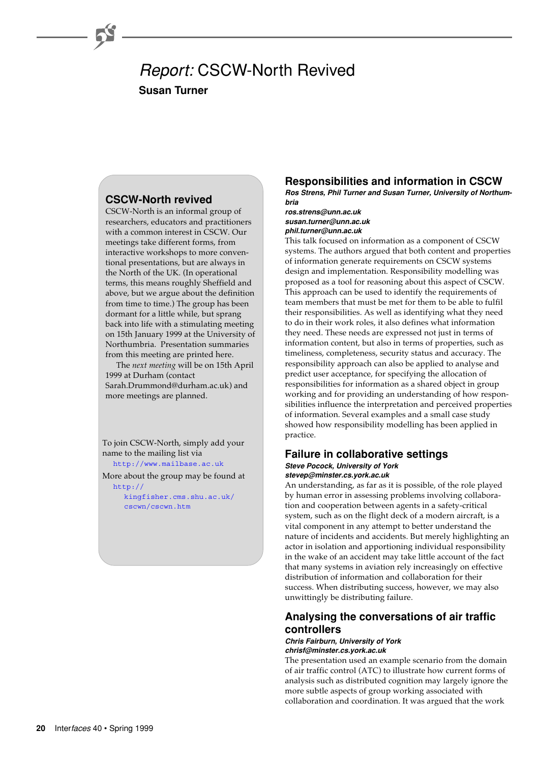# *Report:* CSCW-North Revived

**Susan Turner**

## CSCW-North revived

CSCW-North is an informal group of researchers, educators and practitioners with a common interest in CSCW. Our meetings take different forms, from interactive workshops to more conventional presentations, but are always in the North of the UK. (In operational terms, this means roughly Sheffield and above, but we argue about the definition from time to time.) The group has been dormant for a little while, but sprang back into life with a stimulating meeting on 15th January 1999 at the University of Northumbria. Presentation summaries from this meeting are printed here.

The *next meeting* will be on 15th April 1999 at Durham (contact Sarah.Drummond@durham.ac.uk) and more meetings are planned.

To join CSCW-North, simply add your name to the mailing list via http://www.mailbase.ac.uk

More about the group may be found at http://kingfisher.cms.shu.ac.uk/cscwn/cscwn.htm

## Responsibilities and information in CSCW

***Ros Strens, Phil Turner and Susan Turner, University of Northumbria***
***ros.strens@unn.ac.uk***
***susan.turner@unn.ac.uk***
***phil.turner@unn.ac.uk***

This talk focused on information as a component of CSCW systems. The authors argued that both content and properties of information generate requirements on CSCW systems design and implementation. Responsibility modelling was proposed as a tool for reasoning about this aspect of CSCW. This approach can be used to identify the requirements of team members that must be met for them to be able to fulfil their responsibilities. As well as identifying what they need to do in their work roles, it also defines what information they need. These needs are expressed not just in terms of information content, but also in terms of properties, such as timeliness, completeness, security status and accuracy. The responsibility approach can also be applied to analyse and predict user acceptance, for specifying the allocation of responsibilities for information as a shared object in group working and for providing an understanding of how responsibilities influence the interpretation and perceived properties of information. Several examples and a small case study showed how responsibility modelling has been applied in practice.

## Failure in collaborative settings

***Steve Pocock, University of York***
***stevep@minster.cs.york.ac.uk***

An understanding, as far as it is possible, of the role played by human error in assessing problems involving collaboration and cooperation between agents in a safety-critical system, such as on the flight deck of a modern aircraft, is a vital component in any attempt to better understand the nature of incidents and accidents. But merely highlighting an actor in isolation and apportioning individual responsibility in the wake of an accident may take little account of the fact that many systems in aviation rely increasingly on effective distribution of information and collaboration for their success. When distributing success, however, we may also unwittingly be distributing failure.

## Analysing the conversations of air traffic controllers

***Chris Fairburn, University of York***
***chrisf@minster.cs.york.ac.uk***

The presentation used an example scenario from the domain of air traffic control (ATC) to illustrate how current forms of analysis such as distributed cognition may largely ignore the more subtle aspects of group working associated with collaboration and coordination. It was argued that the work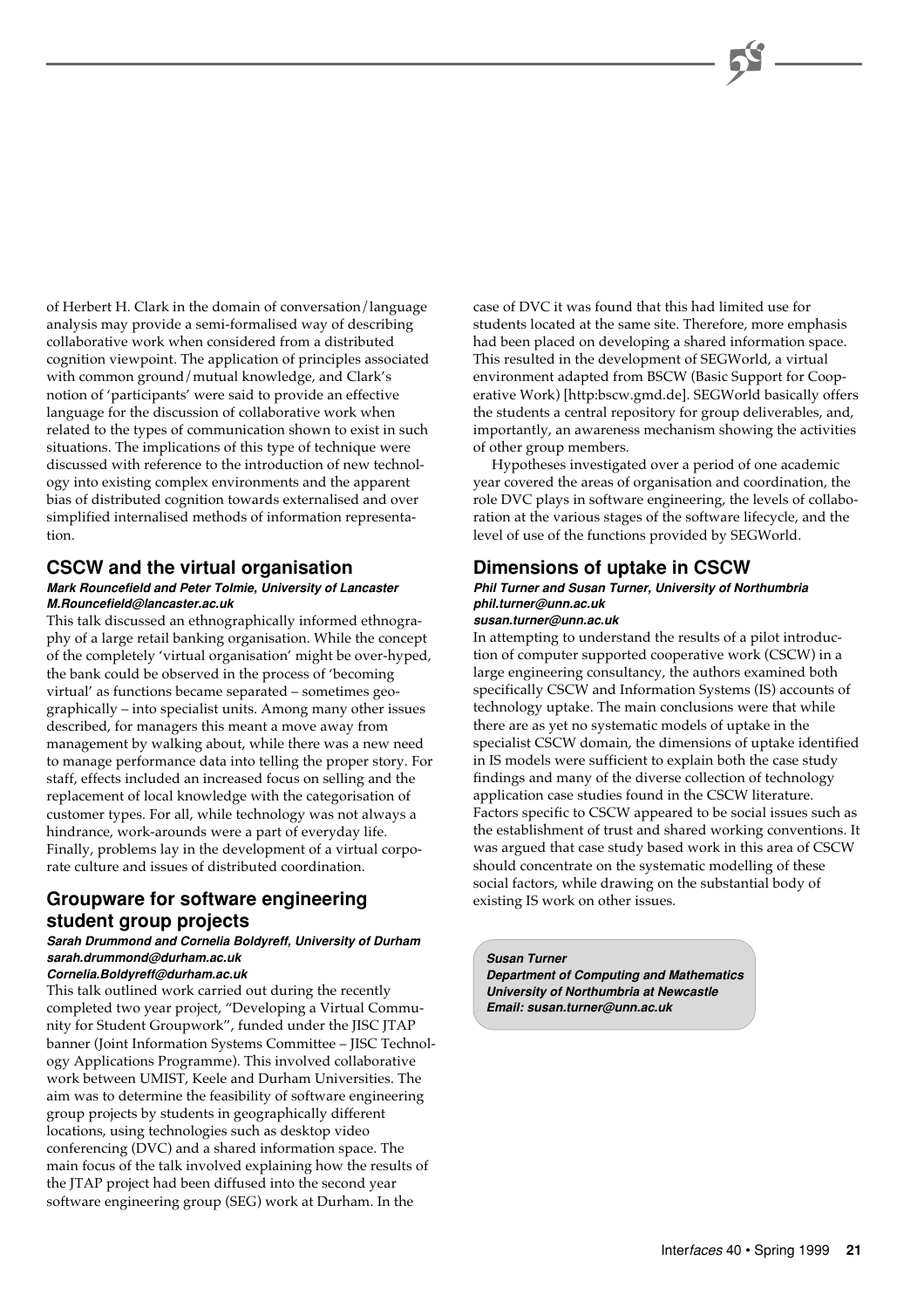of Herbert H. Clark in the domain of conversation/language analysis may provide a semi-formalised way of describing collaborative work when considered from a distributed cognition viewpoint. The application of principles associated with common ground/mutual knowledge, and Clark's notion of 'participants' were said to provide an effective language for the discussion of collaborative work when related to the types of communication shown to exist in such situations. The implications of this type of technique were discussed with reference to the introduction of new technology into existing complex environments and the apparent bias of distributed cognition towards externalised and over simplified internalised methods of information representation.

## CSCW and the virtual organisation

***Mark Rouncefield and Peter Tolmie, University of Lancaster***
***M.Rouncefield@lancaster.ac.uk***

This talk discussed an ethnographically informed ethnography of a large retail banking organisation. While the concept of the completely 'virtual organisation' might be over-hyped, the bank could be observed in the process of 'becoming virtual' as functions became separated – sometimes geographically – into specialist units. Among many other issues described, for managers this meant a move away from management by walking about, while there was a new need to manage performance data into telling the proper story. For staff, effects included an increased focus on selling and the replacement of local knowledge with the categorisation of customer types. For all, while technology was not always a hindrance, work-arounds were a part of everyday life. Finally, problems lay in the development of a virtual corporate culture and issues of distributed coordination.

## Groupware for software engineering student group projects

***Sarah Drummond and Cornelia Boldyreff, University of Durham***
***sarah.drummond@durham.ac.uk***
***Cornelia.Boldyreff@durham.ac.uk***

This talk outlined work carried out during the recently completed two year project, "Developing a Virtual Community for Student Groupwork", funded under the JISC JTAP banner (Joint Information Systems Committee – JISC Technology Applications Programme). This involved collaborative work between UMIST, Keele and Durham Universities. The aim was to determine the feasibility of software engineering group projects by students in geographically different locations, using technologies such as desktop video conferencing (DVC) and a shared information space. The main focus of the talk involved explaining how the results of the JTAP project had been diffused into the second year software engineering group (SEG) work at Durham. In the case of DVC it was found that this had limited use for students located at the same site. Therefore, more emphasis had been placed on developing a shared information space. This resulted in the development of SEGWorld, a virtual environment adapted from BSCW (Basic Support for Cooperative Work) [http:bscw.gmd.de]. SEGWorld basically offers the students a central repository for group deliverables, and, importantly, an awareness mechanism showing the activities of other group members.

Hypotheses investigated over a period of one academic year covered the areas of organisation and coordination, the role DVC plays in software engineering, the levels of collaboration at the various stages of the software lifecycle, and the level of use of the functions provided by SEGWorld.

## Dimensions of uptake in CSCW

***Phil Turner and Susan Turner, University of Northumbria***
***phil.turner@unn.ac.uk***
***susan.turner@unn.ac.uk***

In attempting to understand the results of a pilot introduction of computer supported cooperative work (CSCW) in a large engineering consultancy, the authors examined both specifically CSCW and Information Systems (IS) accounts of technology uptake. The main conclusions were that while there are as yet no systematic models of uptake in the specialist CSCW domain, the dimensions of uptake identified in IS models were sufficient to explain both the case study findings and many of the diverse collection of technology application case studies found in the CSCW literature. Factors specific to CSCW appeared to be social issues such as the establishment of trust and shared working conventions. It was argued that case study based work in this area of CSCW should concentrate on the systematic modelling of these social factors, while drawing on the substantial body of existing IS work on other issues.

***Susan Turner***
***Department of Computing and Mathematics***
***University of Northumbria at Newcastle***
***Email: susan.turner@unn.ac.uk***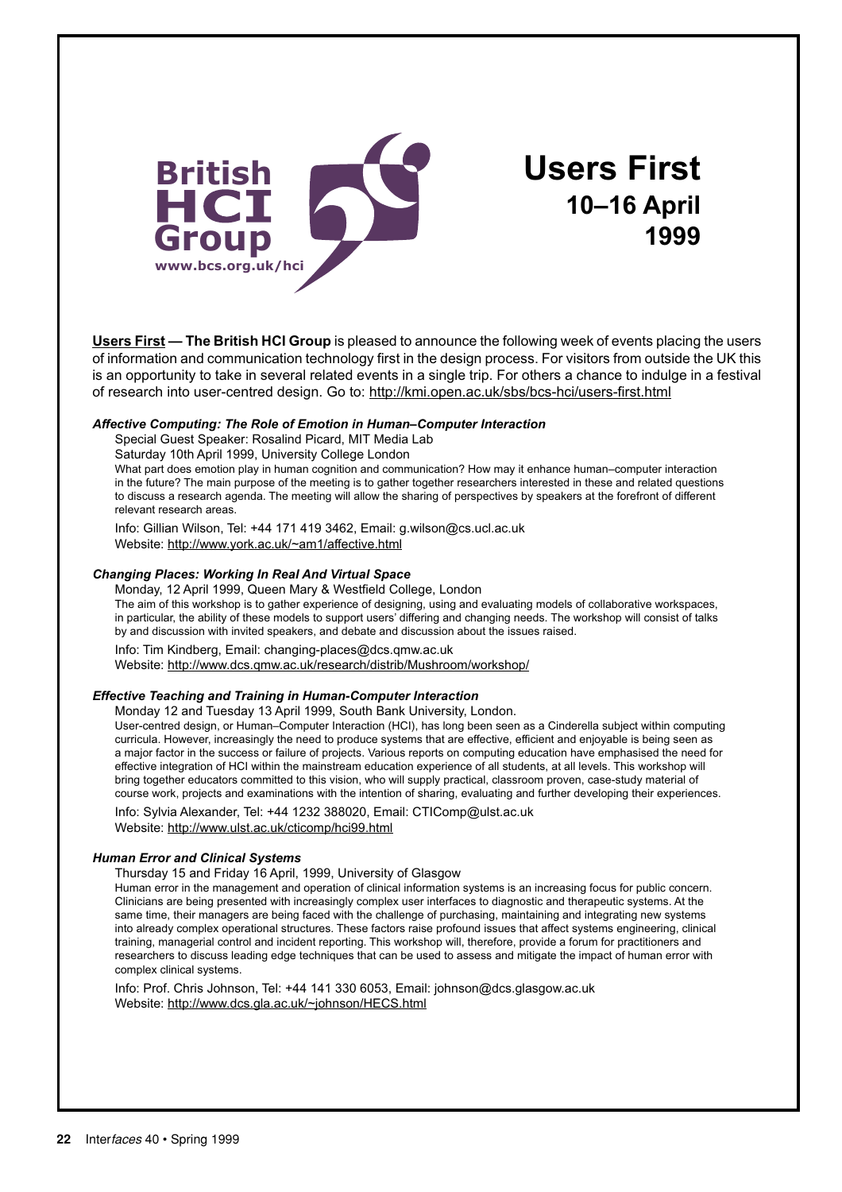British HCI Group
www.bcs.org.uk/hci

# Users First
## 10–16 April 1999

**Users First — The British HCI Group** is pleased to announce the following week of events placing the users of information and communication technology first in the design process. For visitors from outside the UK this is an opportunity to take in several related events in a single trip. For others a chance to indulge in a festival of research into user-centred design. Go to: http://kmi.open.ac.uk/sbs/bcs-hci/users-first.html

### *Affective Computing: The Role of Emotion in Human–Computer Interaction*

Special Guest Speaker: Rosalind Picard, MIT Media Lab

Saturday 10th April 1999, University College London

What part does emotion play in human cognition and communication? How may it enhance human–computer interaction in the future? The main purpose of the meeting is to gather together researchers interested in these and related questions to discuss a research agenda. The meeting will allow the sharing of perspectives by speakers at the forefront of different relevant research areas.

Info: Gillian Wilson, Tel: +44 171 419 3462, Email: g.wilson@cs.ucl.ac.uk
Website: http://www.york.ac.uk/~am1/affective.html

### *Changing Places: Working In Real And Virtual Space*

Monday, 12 April 1999, Queen Mary & Westfield College, London

The aim of this workshop is to gather experience of designing, using and evaluating models of collaborative workspaces, in particular, the ability of these models to support users' differing and changing needs. The workshop will consist of talks by and discussion with invited speakers, and debate and discussion about the issues raised.

Info: Tim Kindberg, Email: changing-places@dcs.qmw.ac.uk
Website: http://www.dcs.qmw.ac.uk/research/distrib/Mushroom/workshop/

### *Effective Teaching and Training in Human-Computer Interaction*

Monday 12 and Tuesday 13 April 1999, South Bank University, London.

User-centred design, or Human–Computer Interaction (HCI), has long been seen as a Cinderella subject within computing curricula. However, increasingly the need to produce systems that are effective, efficient and enjoyable is being seen as a major factor in the success or failure of projects. Various reports on computing education have emphasised the need for effective integration of HCI within the mainstream education experience of all students, at all levels. This workshop will bring together educators committed to this vision, who will supply practical, classroom proven, case-study material of course work, projects and examinations with the intention of sharing, evaluating and further developing their experiences.

Info: Sylvia Alexander, Tel: +44 1232 388020, Email: CTIComp@ulst.ac.uk
Website: http://www.ulst.ac.uk/cticomp/hci99.html

### *Human Error and Clinical Systems*

Thursday 15 and Friday 16 April, 1999, University of Glasgow

Human error in the management and operation of clinical information systems is an increasing focus for public concern. Clinicians are being presented with increasingly complex user interfaces to diagnostic and therapeutic systems. At the same time, their managers are being faced with the challenge of purchasing, maintaining and integrating new systems into already complex operational structures. These factors raise profound issues that affect systems engineering, clinical training, managerial control and incident reporting. This workshop will, therefore, provide a forum for practitioners and researchers to discuss leading edge techniques that can be used to assess and mitigate the impact of human error with complex clinical systems.

Info: Prof. Chris Johnson, Tel: +44 141 330 6053, Email: johnson@dcs.glasgow.ac.uk
Website: http://www.dcs.gla.ac.uk/~johnson/HECS.html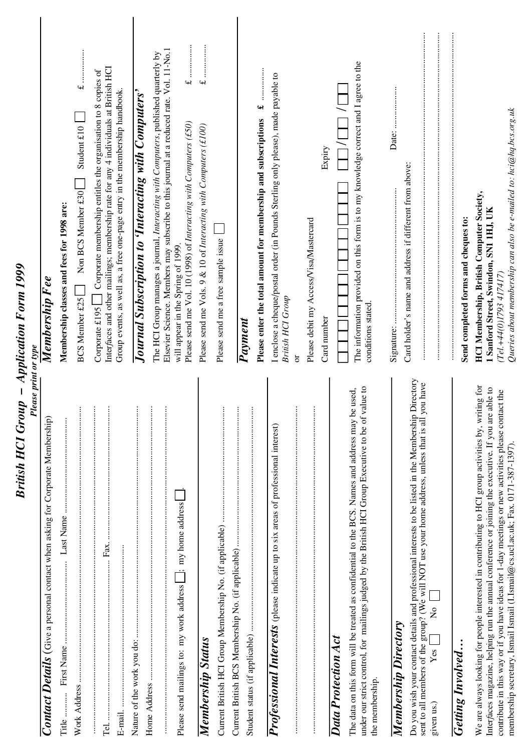# British HCI Group – Application Form 1999

***Please print or type***

## Contact Details (Give a personal contact when asking for Corporate Membership)

Title .......... First Name ............................ Last Name ............................

Work Address ..........................................................................................

..........................................................................................

Tel. .............................................. Fax. ..............................................

E-mail. ..........................................................................................

Nature of the work you do: ..........................................................................................

Home Address ..........................................................................................

..........................................................................................

Please send mailings to: my work address ☐; my home address ☐.

## Membership Status

Current British HCI Group Membership No. (if applicable) ..........................................

Current British BCS Membership No. (if applicable) ..........................................

Student status (if applicable) ..........................................

## Professional Interests (please indicate up to six areas of professional interest)

..........................................................................................

..........................................................................................

## Data Protection Act

The data on this form will be treated as confidential to the BCS. Names and address may be used, under our strict control, for mailings judged by the British HCI Group Executive to be of value to the membership.

## Membership Directory

Do you wish your contact details and professional interests to be listed in the Membership Directory sent to all members of the group? (We will NOT use your home address, unless that is all you have given us.) Yes ☐ No ☐

## Getting Involved…

We are always looking for people interested in contributing to HCI group activities by, writing for Interfaces magazine, helping run the annual conference or joining the executive. If you are able to contribute in this way or if you have ideas for 1-day meetings or new activities please contact the membership secretary, Ismail Ismail (I.Ismail@cs.ucl.ac.uk; Fax. 0171-387-1397).

## Membership Fee

**Membership classes and fees for 1998 are:**

BCS Member £25 ☐ Non BCS Member £30 ☐ Student £10 ☐ £ ..........

Corporate £195 ☐ Corporate membership entitles the organisation to 8 copies of Interfaces and other mailings; membership rate for any 4 individuals at British HCI Group events, as well as, a free one-page entry in the membership handbook.

## Journal Subscription to 'Interacting with Computers'

The HCI Group manages a journal, *Interacting with Computers*, published quarterly by Elsevier Science. Members may subscribe to this journal at a reduced rate. Vol. 11-No.1 will appear in the Spring of 1999.

Please send me Vol. 10 (1998) of *Interacting with Computers (£50)* £ ..........

Please send me Vols. 9 & 10 of *Interacting with Computers (£100)* £ ..........

Please send me a free sample issue ☐

## Payment

**Please enter the total amount for membership and subscriptions £ ..........**

I enclose a cheque/postal order (in Pounds Sterling only please), made payable to *British HCI Group*

or

Please debit my Access/Visa/Mastercard

Card number ☐☐☐☐☐☐☐☐☐☐☐☐☐☐☐☐ Expiry ☐☐/☐☐

The information provided on this form is to my knowledge correct and I agree to the conditions stated.

Signature: .......................................... Date: ..........................

Card holder's name and address if different from above:

..........................................................................................

..........................................................................................

..........................................................................................

**Send completed forms and cheques to:**

**HCI Membership, British Computer Society, 1 Sanford Street, Swindon, SN1 1HJ, UK**

*(Tel.+44(0)1793 417417)*

*Queries about membership can also be e-mailed to: hci@hq.bcs.org.uk*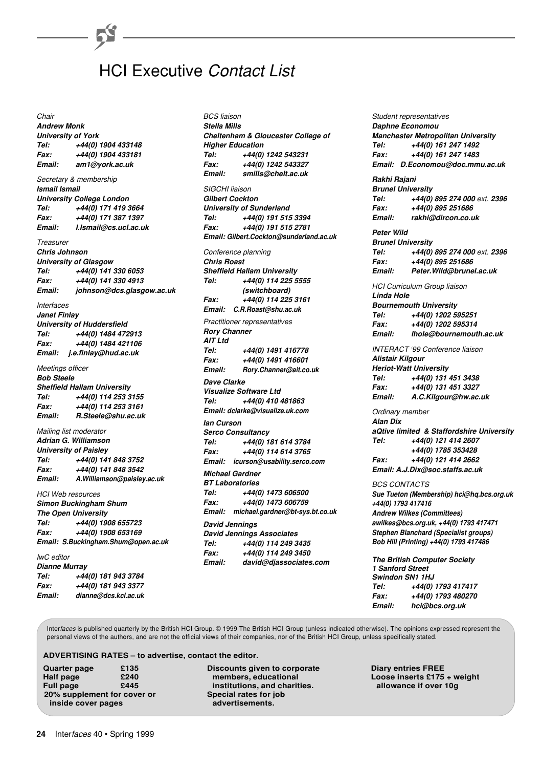# HCI Executive *Contact List*

*Chair*
***Andrew Monk***
***University of York***
***Tel:*** ***+44(0) 1904 433148***
***Fax:*** ***+44(0) 1904 433181***
***Email:*** ***am1@york.ac.uk***

*Secretary & membership*
***Ismail Ismail***
***University College London***
***Tel:*** ***+44(0) 171 419 3664***
***Fax:*** ***+44(0) 171 387 1397***
***Email:*** ***I.Ismail@cs.ucl.ac.uk***

*Treasurer*
***Chris Johnson***
***University of Glasgow***
***Tel:*** ***+44(0) 141 330 6053***
***Fax:*** ***+44(0) 141 330 4913***
***Email:*** ***johnson@dcs.glasgow.ac.uk***

*Interfaces*
***Janet Finlay***
***University of Huddersfield***
***Tel:*** ***+44(0) 1484 472913***
***Fax:*** ***+44(0) 1484 421106***
***Email:*** ***j.e.finlay@hud.ac.uk***

*Meetings officer*
***Bob Steele***
***Sheffield Hallam University***
***Tel:*** ***+44(0) 114 253 3155***
***Fax:*** ***+44(0) 114 253 3161***
***Email:*** ***R.Steele@shu.ac.uk***

*Mailing list moderator*
***Adrian G. Williamson***
***University of Paisley***
***Tel:*** ***+44(0) 141 848 3752***
***Fax:*** ***+44(0) 141 848 3542***
***Email:*** ***A.Williamson@paisley.ac.uk***

*HCI Web resources*
***Simon Buckingham Shum***
***The Open University***
***Tel:*** ***+44(0) 1908 655723***
***Fax:*** ***+44(0) 1908 653169***
***Email: S.Buckingham.Shum@open.ac.uk***

*IwC editor*
***Dianne Murray***
***Tel:*** ***+44(0) 181 943 3784***
***Fax:*** ***+44(0) 181 943 3377***
***Email:*** ***dianne@dcs.kcl.ac.uk***

*BCS liaison*
***Stella Mills***
***Cheltenham & Gloucester College of Higher Education***
***Tel:*** ***+44(0) 1242 543231***
***Fax:*** ***+44(0) 1242 543327***
***Email:*** ***smills@chelt.ac.uk***

*SIGCHI liaison*
***Gilbert Cockton***
***University of Sunderland***
***Tel:*** ***+44(0) 191 515 3394***
***Fax:*** ***+44(0) 191 515 2781***
***Email: Gilbert.Cockton@sunderland.ac.uk***

*Conference planning*
***Chris Roast***
***Sheffield Hallam University***
***Tel:*** ***+44(0) 114 225 5555 (switchboard)***
***Fax:*** ***+44(0) 114 225 3161***
***Email:*** ***C.R.Roast@shu.ac.uk***

*Practitioner representatives*
***Rory Channer***
***AIT Ltd***
***Tel:*** ***+44(0) 1491 416778***
***Fax:*** ***+44(0) 1491 416601***
***Email:*** ***Rory.Channer@ait.co.uk***

***Dave Clarke***
***Visualize Software Ltd***
***Tel:*** ***+44(0) 410 481863***
***Email: dclarke@visualize.uk.com***

***Ian Curson***
***Serco Consultancy***
***Tel:*** ***+44(0) 181 614 3784***
***Fax:*** ***+44(0) 114 614 3765***
***Email:*** ***icurson@usability.serco.com***

***Michael Gardner***
***BT Laboratories***
***Tel:*** ***+44(0) 1473 606500***
***Fax:*** ***+44(0) 1473 606759***
***Email:*** ***michael.gardner@bt-sys.bt.co.uk***

***David Jennings***
***David Jennings Associates***
***Tel:*** ***+44(0) 114 249 3435***
***Fax:*** ***+44(0) 114 249 3450***
***Email:*** ***david@djassociates.com***

*Student representatives*
***Daphne Economou***
***Manchester Metropolitan University***
***Tel:*** ***+44(0) 161 247 1492***
***Fax:*** ***+44(0) 161 247 1483***
***Email:*** ***D.Economou@doc.mmu.ac.uk***

***Rakhi Rajani***
***Brunel University***
***Tel:*** ***+44(0) 895 274 000*** *ext.* ***2396***
***Fax:*** ***+44(0) 895 251686***
***Email:*** ***rakhi@dircon.co.uk***

***Peter Wild***
***Brunel University***
***Tel:*** ***+44(0) 895 274 000*** *ext.* ***2396***
***Fax:*** ***+44(0) 895 251686***
***Email:*** ***Peter.Wild@brunel.ac.uk***

*HCI Curriculum Group liaison*
***Linda Hole***
***Bournemouth University***
***Tel:*** ***+44(0) 1202 595251***
***Fax:*** ***+44(0) 1202 595314***
***Email:*** ***lhole@bournemouth.ac.uk***

*INTERACT '99 Conference liaison*
***Alistair Kilgour***
***Heriot-Watt University***
***Tel:*** ***+44(0) 131 451 3438***
***Fax:*** ***+44(0) 131 451 3327***
***Email:*** ***A.C.Kilgour@hw.ac.uk***

*Ordinary member*
***Alan Dix***
***aQtive limited & Staffordshire University***
***Tel:*** ***+44(0) 121 414 2607***
***+44(0) 1785 353428***
***Fax:*** ***+44(0) 121 414 2662***
***Email: A.J.Dix@soc.staffs.ac.uk***

*BCS CONTACTS*
***Sue Tueton (Membership) hci@hq.bcs.org.uk +44(0) 1793 417416***
***Andrew Wilkes (Committees) awilkes@bcs.org.uk, +44(0) 1793 417471***
***Stephen Blanchard (Specialist groups)***
***Bob Hill (Printing) +44(0) 1793 417486***

***The British Computer Society***
***1 Sanford Street***
***Swindon SN1 1HJ***
***Tel:*** ***+44(0) 1793 417417***
***Fax:*** ***+44(0) 1793 480270***
***Email:*** ***hci@bcs.org.uk***

Inter*faces* is published quarterly by the British HCI Group. © 1999 The British HCI Group (unless indicated otherwise). The opinions expressed represent the personal views of the authors, and are not the official views of their companies, nor of the British HCI Group, unless specifically stated.

**ADVERTISING RATES – to advertise, contact the editor.**

| | |
|---|---|
| **Quarter page** | **£135** |
| **Half page** | **£240** |
| **Full page** | **£445** |

**20% supplement for cover or inside cover pages**

**Discounts given to corporate members, educational institutions, and charities.**
**Special rates for job advertisements.**

**Diary entries FREE**
**Loose inserts £175 + weight allowance if over 10g**